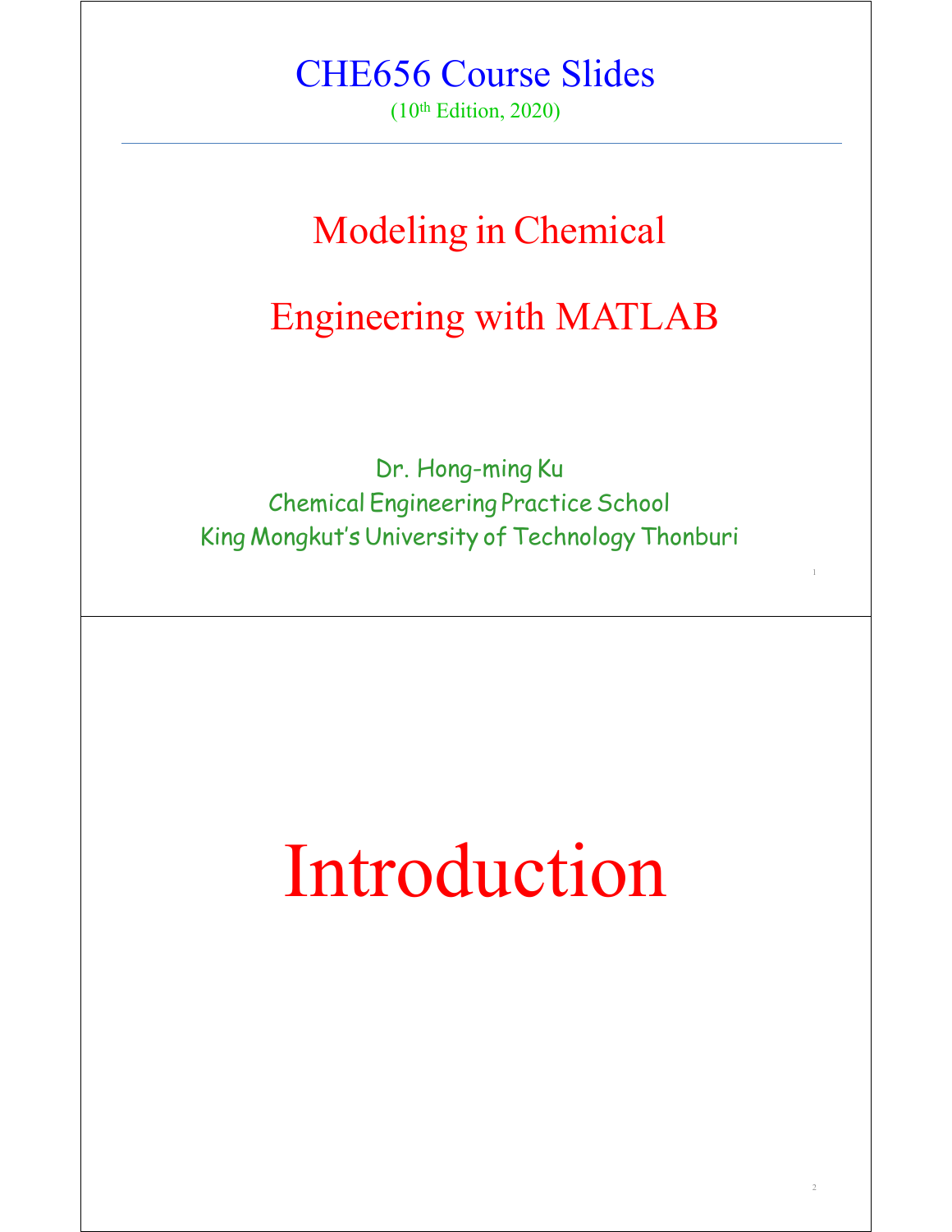# CHE656 Course Slides

(10th Edition, 2020)

## Modeling in Chemical Engineering with MATLAB

Dr. Hong-ming Ku

Chemical Engineering Practice School

King Mongkut's University of Technology Thonburi

---

# Introduction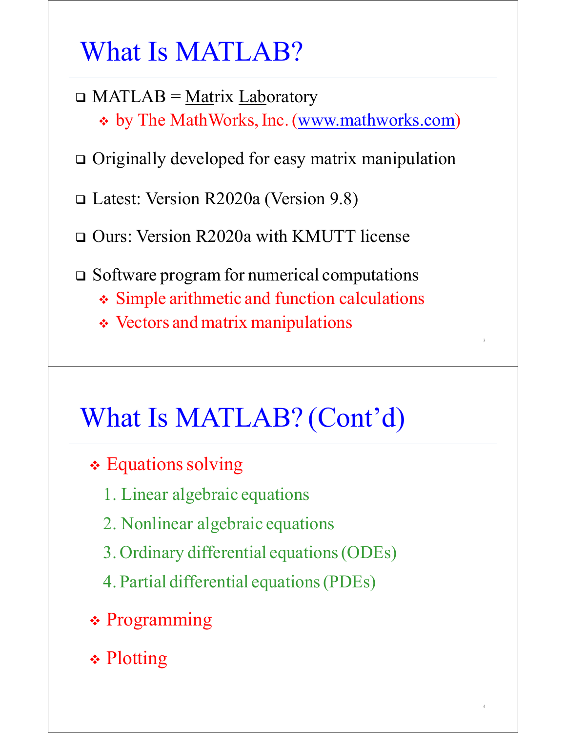# What Is MATLAB?

- MATLAB = Matrix Laboratory
  - by The MathWorks, Inc. (www.mathworks.com)
- Originally developed for easy matrix manipulation
- Latest: Version R2020a (Version 9.8)
- Ours: Version R2020a with KMUTT license
- Software program for numerical computations
  - Simple arithmetic and function calculations
  - Vectors and matrix manipulations

# What Is MATLAB? (Cont'd)

- Equations solving
  1. Linear algebraic equations
  2. Nonlinear algebraic equations
  3. Ordinary differential equations (ODEs)
  4. Partial differential equations (PDEs)
- Programming
- Plotting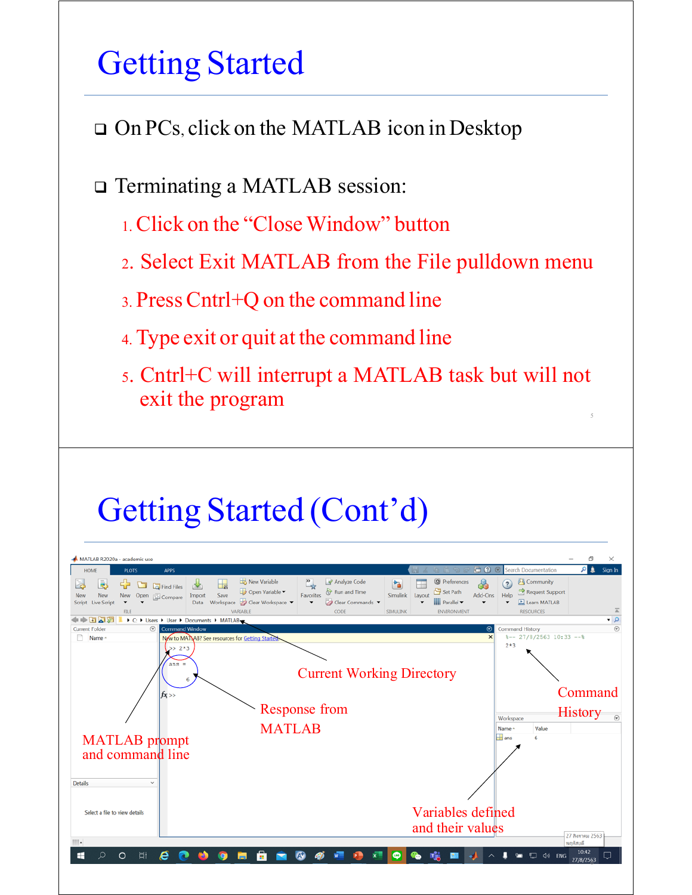# Getting Started

- On PCs, click on the MATLAB icon in Desktop
- Terminating a MATLAB session:
  1. Click on the "Close Window" button
  2. Select Exit MATLAB from the File pulldown menu
  3. Press Cntrl+Q on the command line
  4. Type exit or quit at the command line
  5. Cntrl+C will interrupt a MATLAB task but will not exit the program

# Getting Started (Cont'd)

Current Working Directory

Command History

Response from MATLAB

MATLAB prompt and command line

Variables defined and their values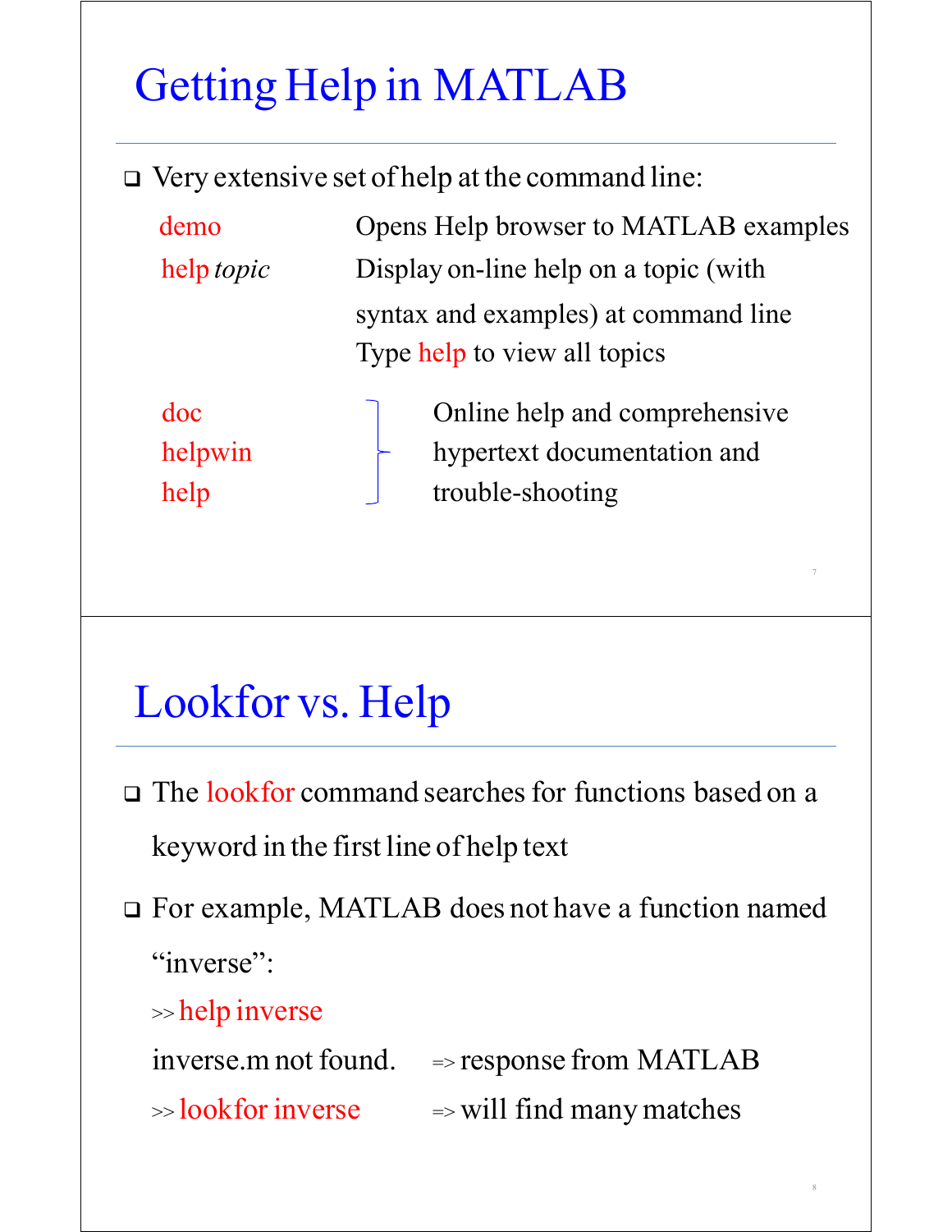## Getting Help in MATLAB

- Very extensive set of help at the command line:

| | |
|---|---|
| demo | Opens Help browser to MATLAB examples |
| help *topic* | Display on-line help on a topic (with syntax and examples) at command line<br>Type help to view all topics |

| | |
|---|---|
| doc<br>helpwin<br>help | Online help and comprehensive hypertext documentation and trouble-shooting |

## Lookfor vs. Help

- The lookfor command searches for functions based on a keyword in the first line of help text
- For example, MATLAB does not have a function named "inverse":

```
>> help inverse
inverse.m not found.     => response from MATLAB
>> lookfor inverse       => will find many matches
```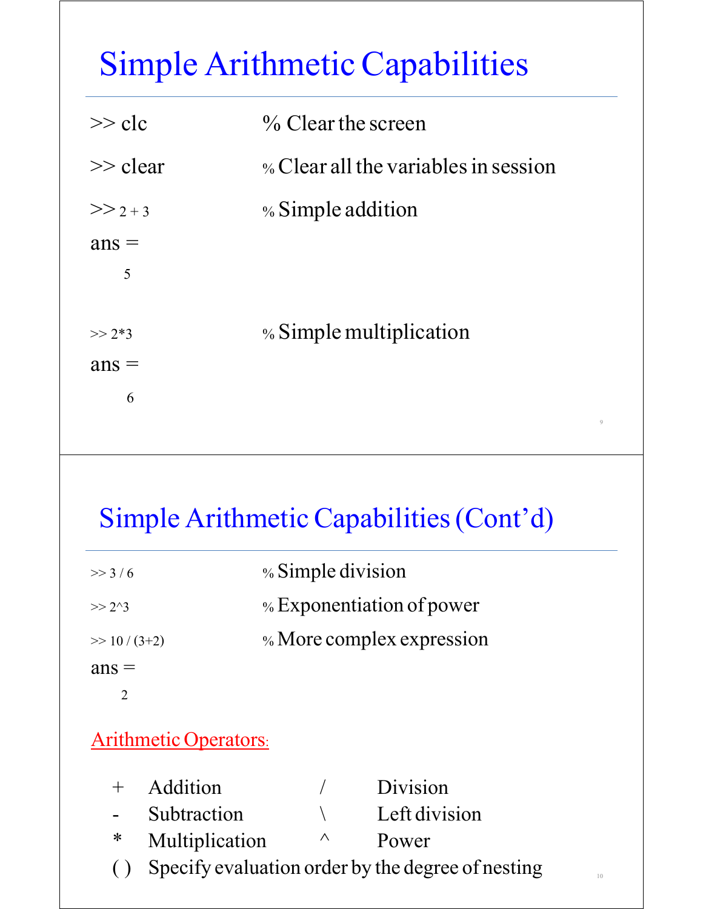# Simple Arithmetic Capabilities

```
>> clc              % Clear the screen
>> clear            % Clear all the variables in session
>> 2 + 3            % Simple addition
ans =
     5

>> 2*3              % Simple multiplication
ans =
     6
```

# Simple Arithmetic Capabilities (Cont'd)

```
>> 3 / 6            % Simple division
>> 2^3              % Exponentiation of power
>> 10 / (3+2)       % More complex expression
ans =
     2
```

Arithmetic Operators:

| | | | |
|---|---|---|---|
| + | Addition | / | Division |
| - | Subtraction | \ | Left division |
| * | Multiplication | ^ | Power |
| ( ) | Specify evaluation order by the degree of nesting | | |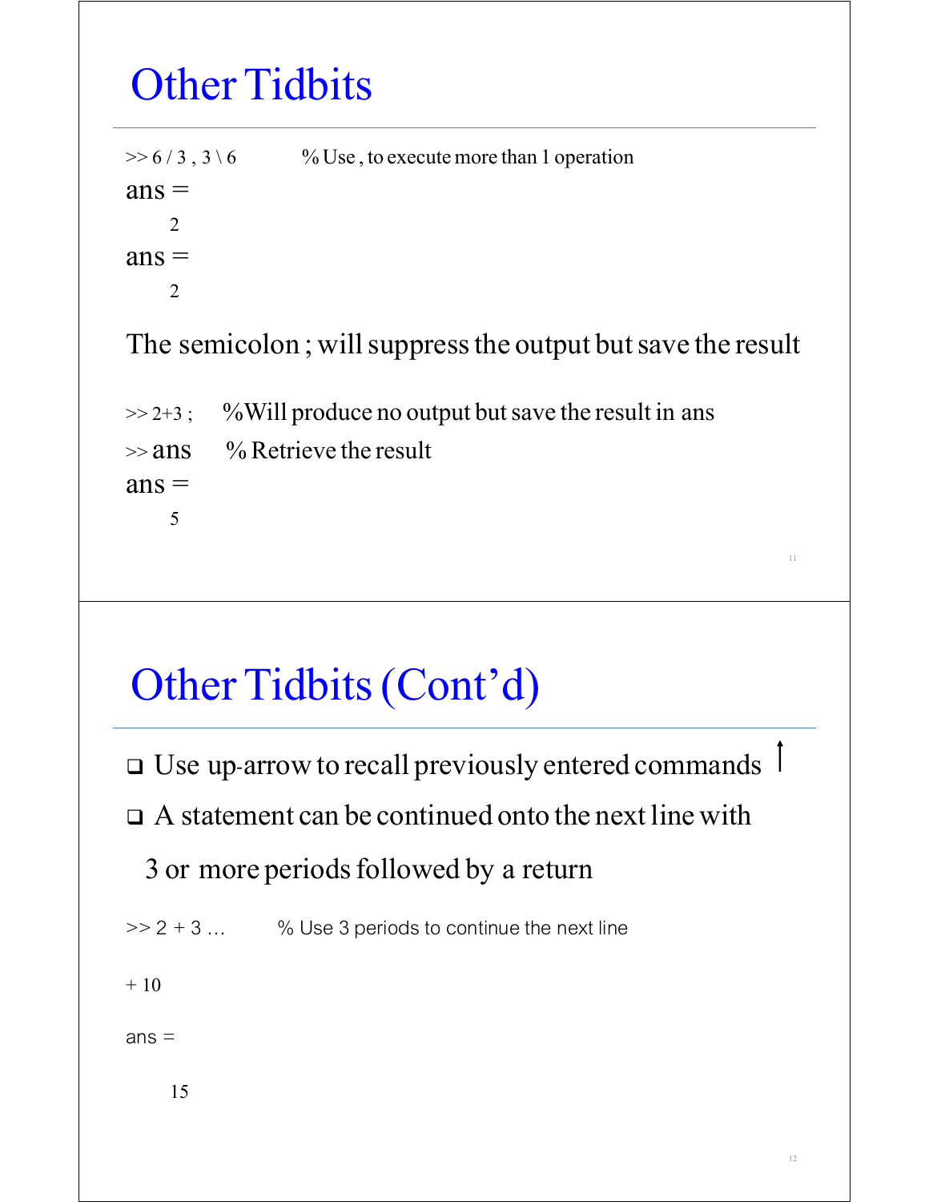# Other Tidbits

```
>> 6 / 3 , 3 \ 6          % Use , to execute more than 1 operation
ans =
     2
ans =
     2
```

The semicolon ; will suppress the output but save the result

```
>> 2+3 ;     %Will produce no output but save the result in ans
>> ans       % Retrieve the result
ans =
     5
```

# Other Tidbits (Cont'd)

- Use up-arrow to recall previously entered commands ↑
- A statement can be continued onto the next line with 3 or more periods followed by a return

```
>> 2 + 3 …        % Use 3 periods to continue the next line

+ 10

ans =

     15
```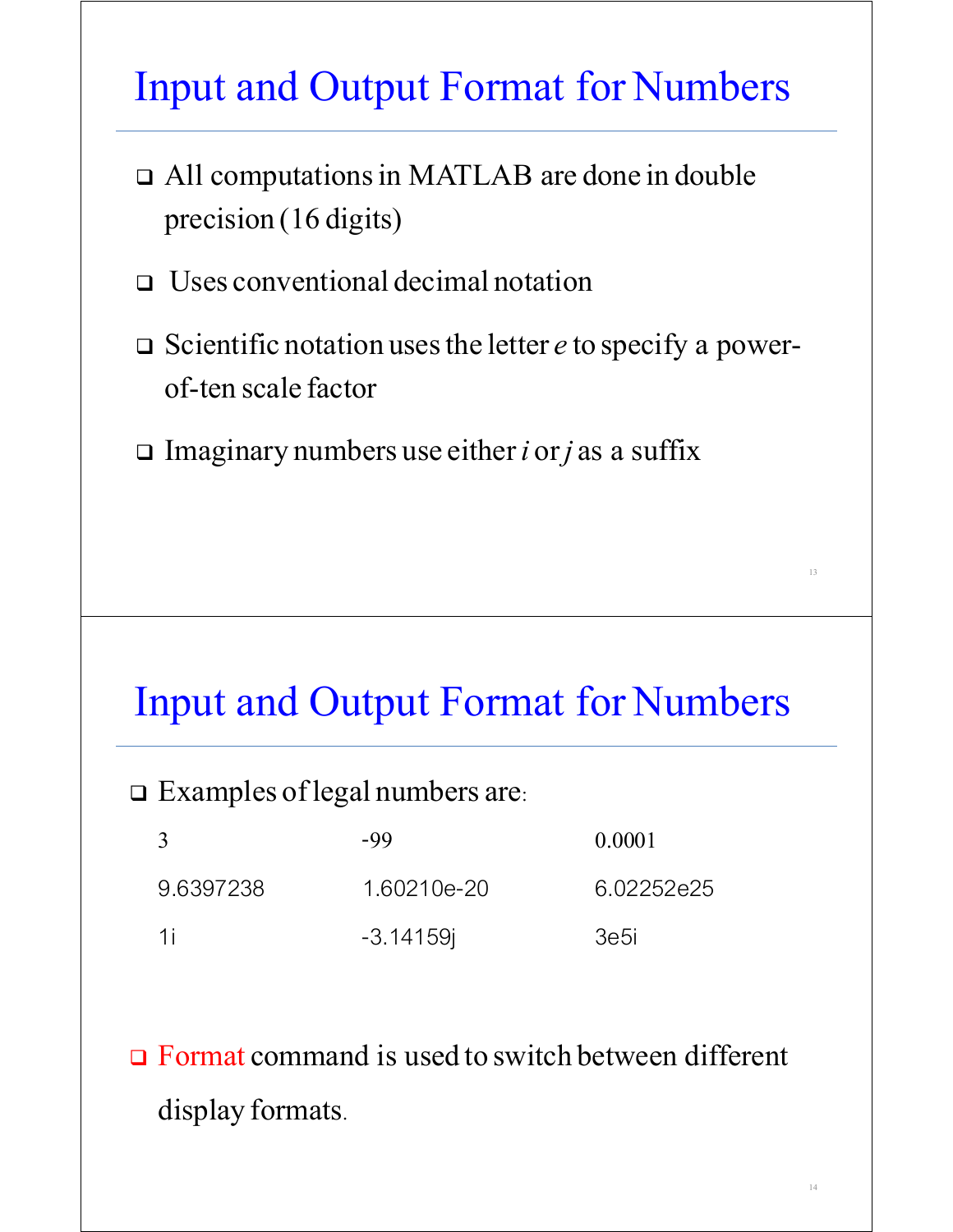# Input and Output Format for Numbers

- All computations in MATLAB are done in double precision (16 digits)
- Uses conventional decimal notation
- Scientific notation uses the letter *e* to specify a power-of-ten scale factor
- Imaginary numbers use either *i* or *j* as a suffix

# Input and Output Format for Numbers

- Examples of legal numbers are:

| | | |
|---|---|---|
| 3 | -99 | 0.0001 |
| 9.6397238 | 1.60210e-20 | 6.02252e25 |
| 1i | -3.14159j | 3e5i |

- Format command is used to switch between different display formats.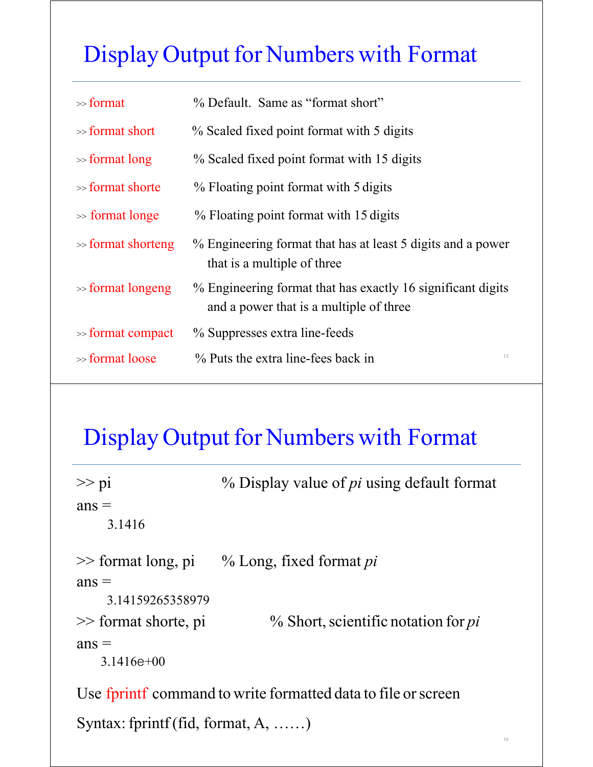# Display Output for Numbers with Format

```
>> format              % Default.  Same as "format short"
>> format short        % Scaled fixed point format with 5 digits
>> format long         % Scaled fixed point format with 15 digits
>> format shorte       % Floating point format with 5 digits
>> format longe        % Floating point format with 15 digits
>> format shorteng     % Engineering format that has at least 5 digits and a power
                         that is a multiple of three
>> format longeng      % Engineering format that has exactly 16 significant digits
                         and a power that is a multiple of three
>> format compact      % Suppresses extra line-feeds
>> format loose        % Puts the extra line-fees back in
```

# Display Output for Numbers with Format

```
>> pi                  % Display value of pi using default format
ans =
     3.1416

>> format long, pi     % Long, fixed format pi
ans =
     3.14159265358979
>> format shorte, pi           % Short, scientific notation for pi
ans =
    3.1416e+00
```

Use fprintf command to write formatted data to file or screen

Syntax: fprintf (fid, format, A, ……)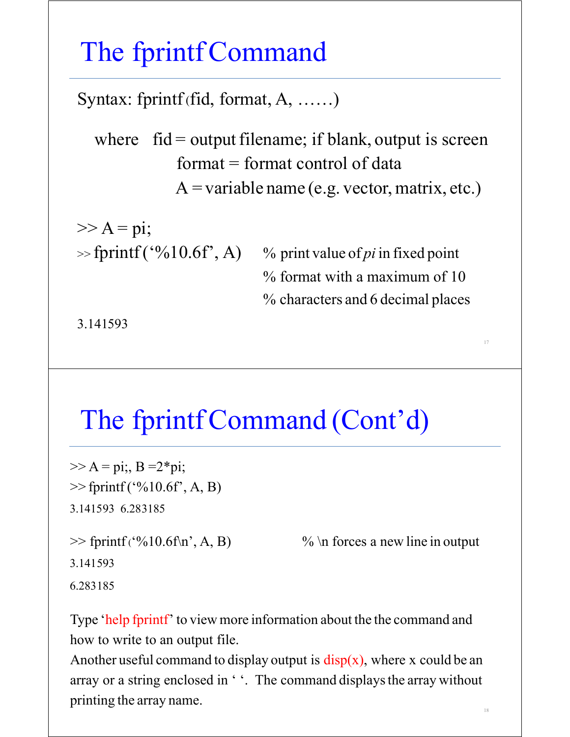# The fprintf Command

Syntax: fprintf (fid, format, A, ……)

where fid = output filename; if blank, output is screen
format = format control of data
A = variable name (e.g. vector, matrix, etc.)

```
>> A = pi;
>> fprintf (‘%10.6f’, A)    % print value of pi in fixed point
                            % format with a maximum of 10
                            % characters and 6 decimal places

3.141593
```

# The fprintf Command (Cont’d)

```
>> A = pi;, B =2*pi;
>> fprintf (‘%10.6f’, A, B)
3.141593  6.283185

>> fprintf (‘%10.6f\n’, A, B)        % \n forces a new line in output
3.141593
6.283185
```

Type ‘help fprintf’ to view more information about the the command and how to write to an output file.
Another useful command to display output is disp(x), where x could be an array or a string enclosed in ‘ ‘. The command displays the array without printing the array name.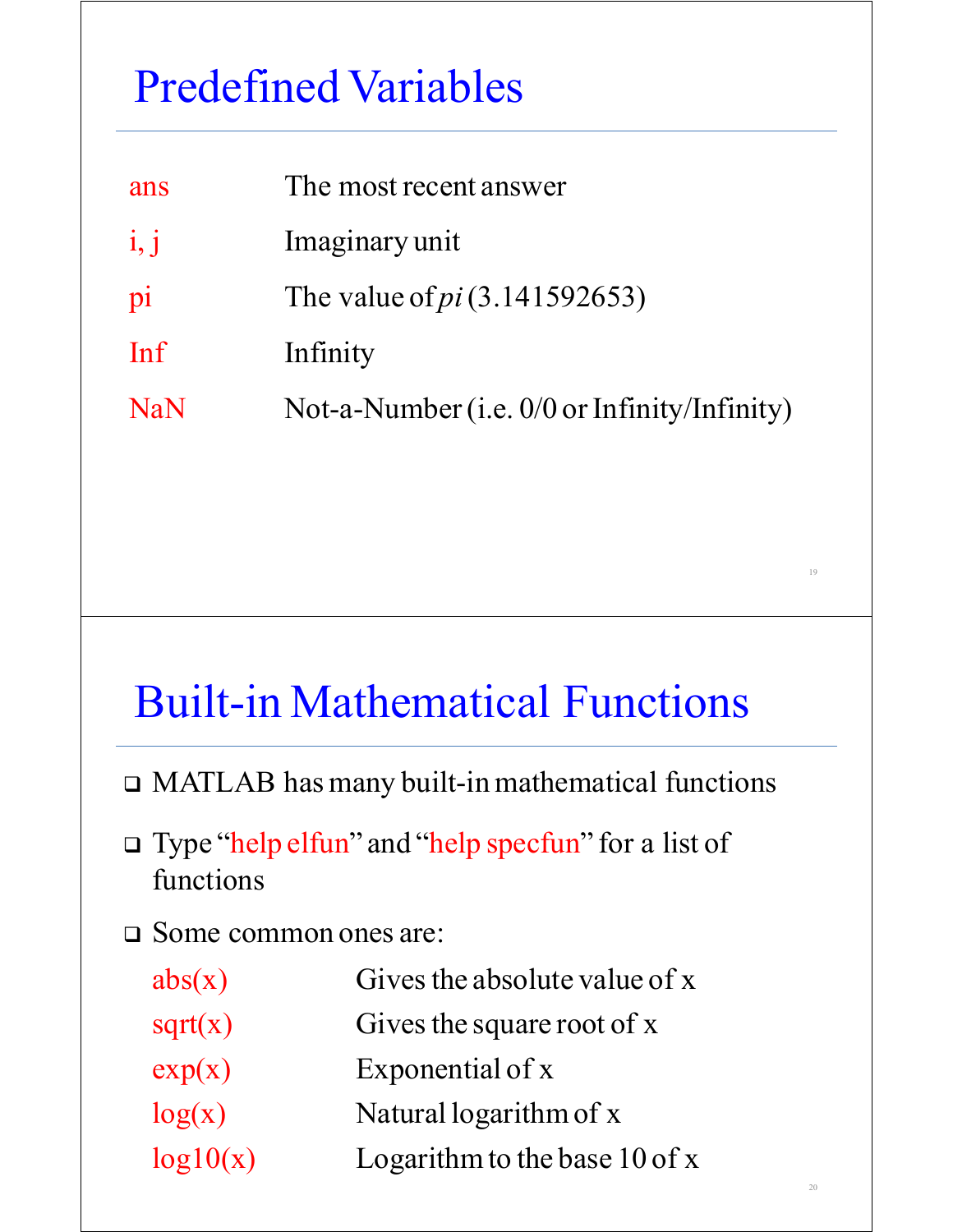# Predefined Variables

| | |
|---|---|
| ans | The most recent answer |
| i, j | Imaginary unit |
| pi | The value of *pi* (3.141592653) |
| Inf | Infinity |
| NaN | Not-a-Number (i.e. 0/0 or Infinity/Infinity) |

# Built-in Mathematical Functions

- MATLAB has many built-in mathematical functions
- Type "help elfun" and "help specfun" for a list of functions
- Some common ones are:

| | |
|---|---|
| abs(x) | Gives the absolute value of x |
| sqrt(x) | Gives the square root of x |
| exp(x) | Exponential of x |
| log(x) | Natural logarithm of x |
| log10(x) | Logarithm to the base 10 of x |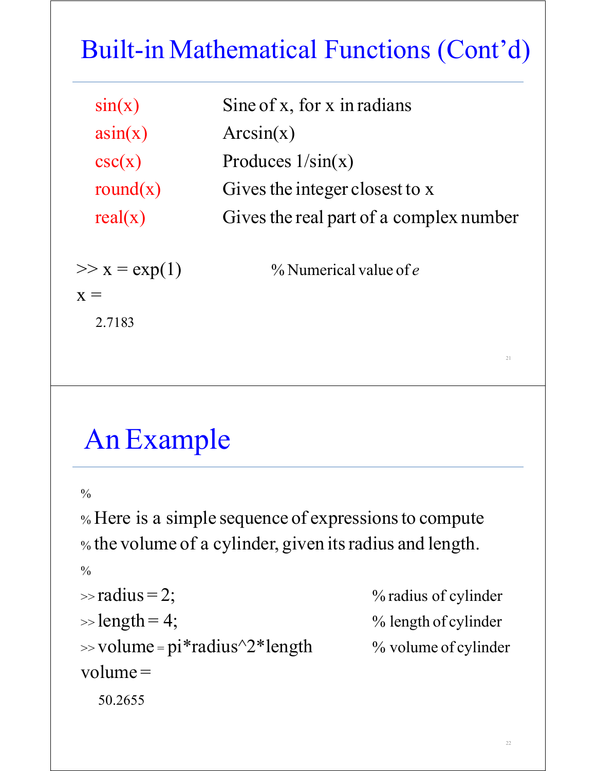## Built-in Mathematical Functions (Cont'd)

| | |
|---|---|
| sin(x) | Sine of x, for x in radians |
| asin(x) | Arcsin(x) |
| csc(x) | Produces 1/sin(x) |
| round(x) | Gives the integer closest to x |
| real(x) | Gives the real part of a complex number |

```
>> x = exp(1)          % Numerical value of e
x =
   2.7183
```

## An Example

```
%
% Here is a simple sequence of expressions to compute
% the volume of a cylinder, given its radius and length.
%
>> radius = 2;                      % radius of cylinder
>> length = 4;                      % length of cylinder
>> volume = pi*radius^2*length      % volume of cylinder
volume =
   50.2655
```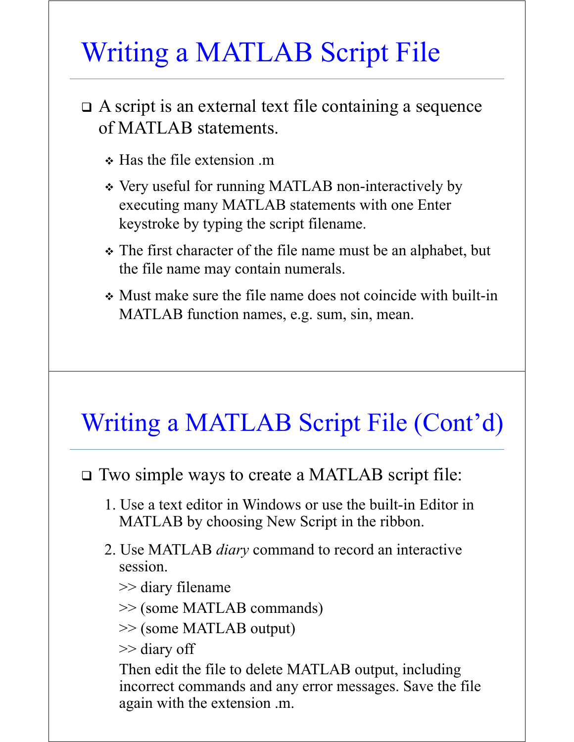# Writing a MATLAB Script File

- A script is an external text file containing a sequence of MATLAB statements.
  - Has the file extension .m
  - Very useful for running MATLAB non-interactively by executing many MATLAB statements with one Enter keystroke by typing the script filename.
  - The first character of the file name must be an alphabet, but the file name may contain numerals.
  - Must make sure the file name does not coincide with built-in MATLAB function names, e.g. sum, sin, mean.

# Writing a MATLAB Script File (Cont'd)

- Two simple ways to create a MATLAB script file:
  1. Use a text editor in Windows or use the built-in Editor in MATLAB by choosing New Script in the ribbon.
  2. Use MATLAB *diary* command to record an interactive session.

     ```
     >> diary filename
     >> (some MATLAB commands)
     >> (some MATLAB output)
     >> diary off
     ```

     Then edit the file to delete MATLAB output, including incorrect commands and any error messages. Save the file again with the extension .m.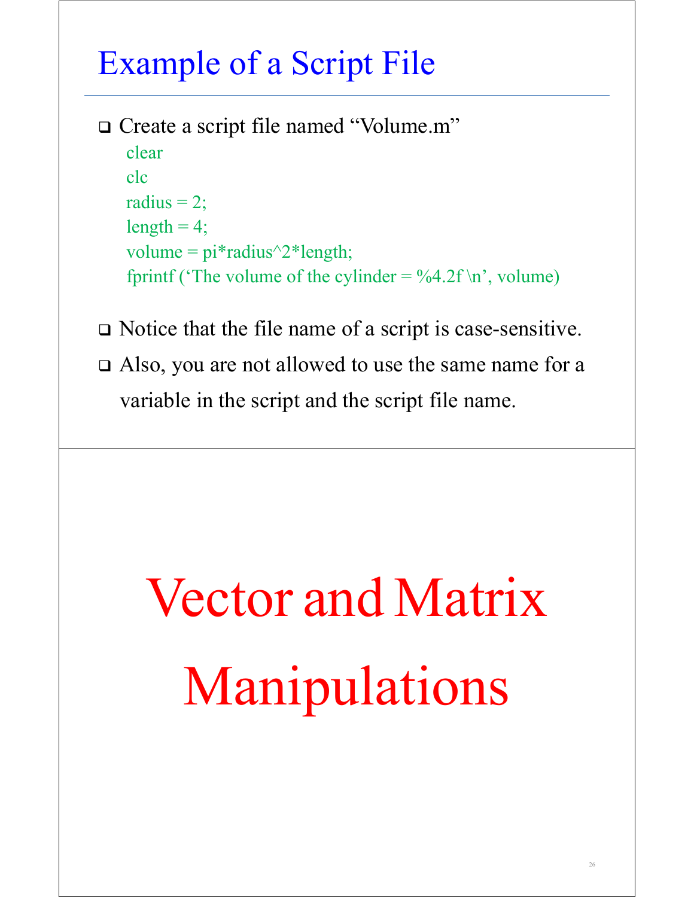## Example of a Script File

- Create a script file named “Volume.m”

```
clear
clc
radius = 2;
length = 4;
volume = pi*radius^2*length;
fprintf (‘The volume of the cylinder = %4.2f \n’, volume)
```

- Notice that the file name of a script is case-sensitive.
- Also, you are not allowed to use the same name for a variable in the script and the script file name.

# Vector and Matrix Manipulations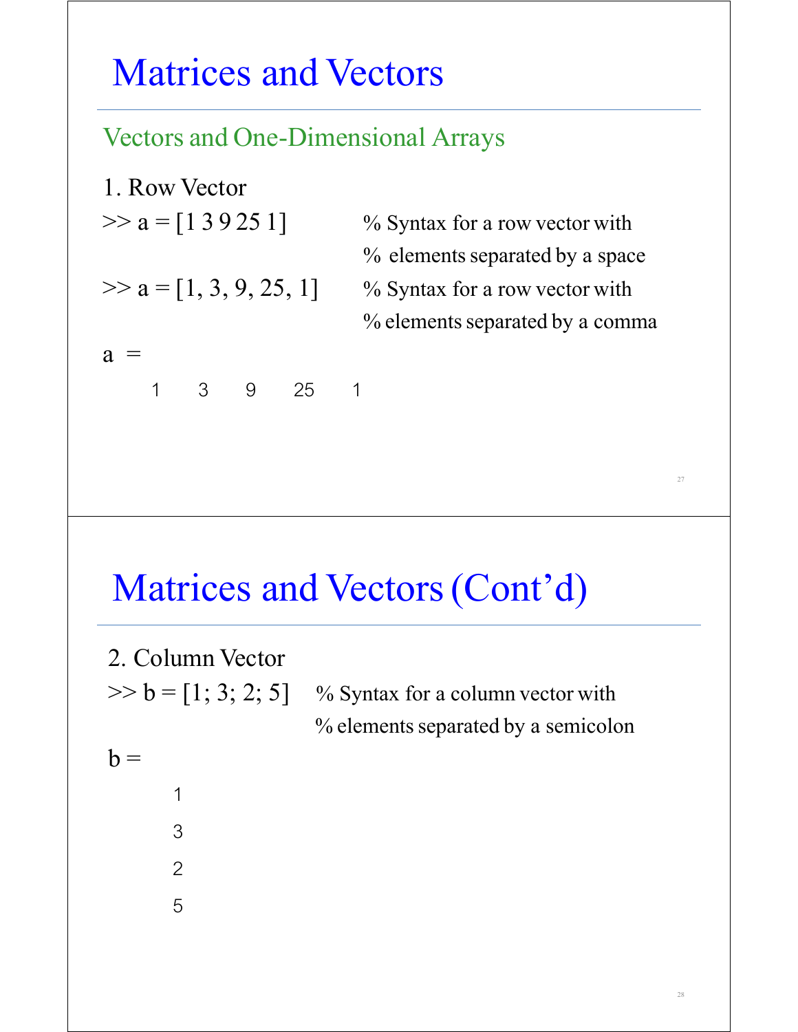# Matrices and Vectors

## Vectors and One-Dimensional Arrays

1. Row Vector

```
>> a = [1 3 9 25 1]        % Syntax for a row vector with
                           %  elements separated by a space
>> a = [1, 3, 9, 25, 1]    % Syntax for a row vector with
                           % elements separated by a comma
a  =
      1     3     9     25     1
```

# Matrices and Vectors (Cont'd)

2. Column Vector

```
>> b = [1; 3; 2; 5]   % Syntax for a column vector with
                      % elements separated by a semicolon
b =
      1
      3
      2
      5
```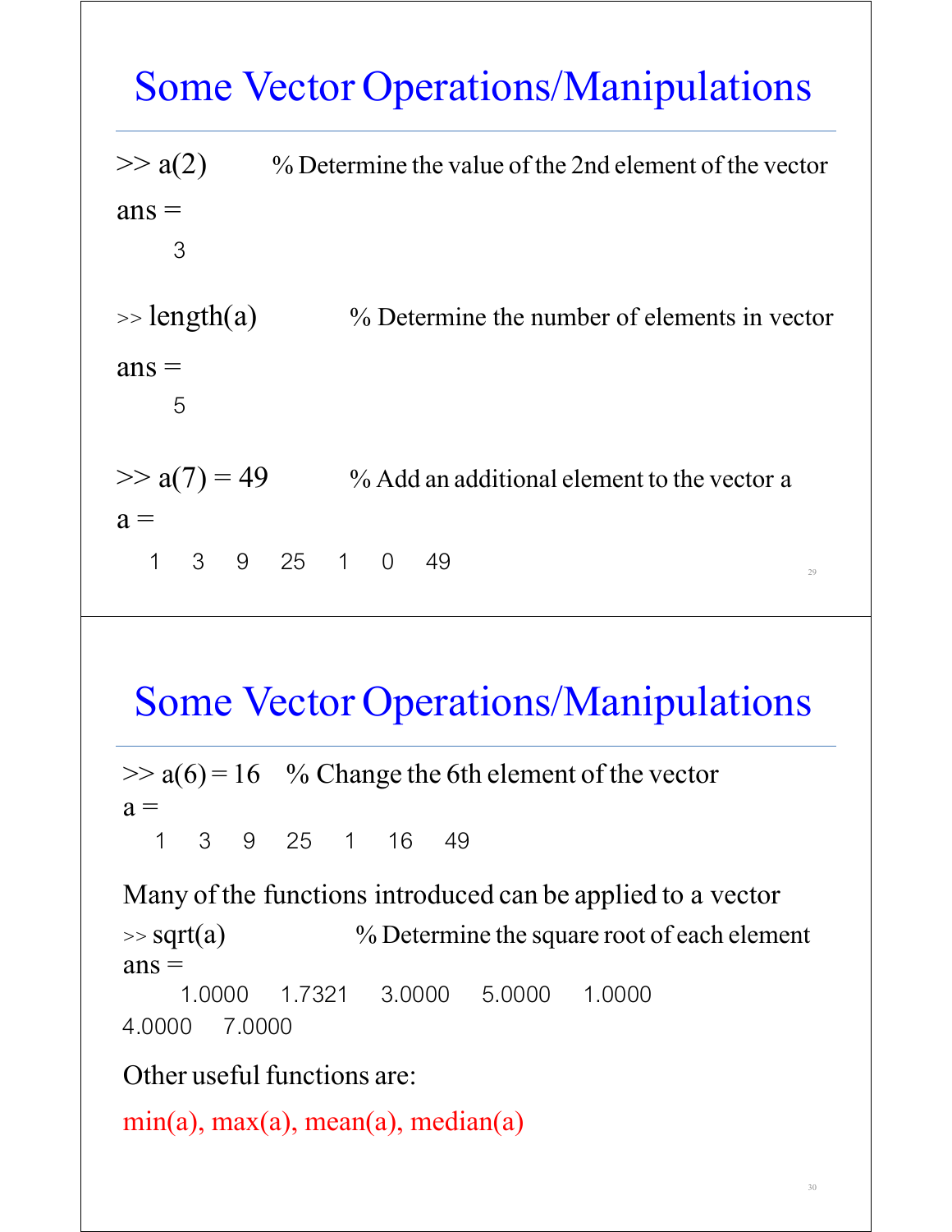# Some Vector Operations/Manipulations

```
>> a(2)          % Determine the value of the 2nd element of the vector
ans =
     3

>> length(a)     % Determine the number of elements in vector
ans =
     5

>> a(7) = 49     % Add an additional element to the vector a
a =
   1   3   9   25   1   0   49
```

# Some Vector Operations/Manipulations

```
>> a(6) = 16     % Change the 6th element of the vector
a =
   1   3   9   25   1   16   49
```

Many of the functions introduced can be applied to a vector

```
>> sqrt(a)       % Determine the square root of each element
ans =
     1.0000    1.7321    3.0000    5.0000    1.0000
4.0000    7.0000
```

Other useful functions are:

min(a), max(a), mean(a), median(a)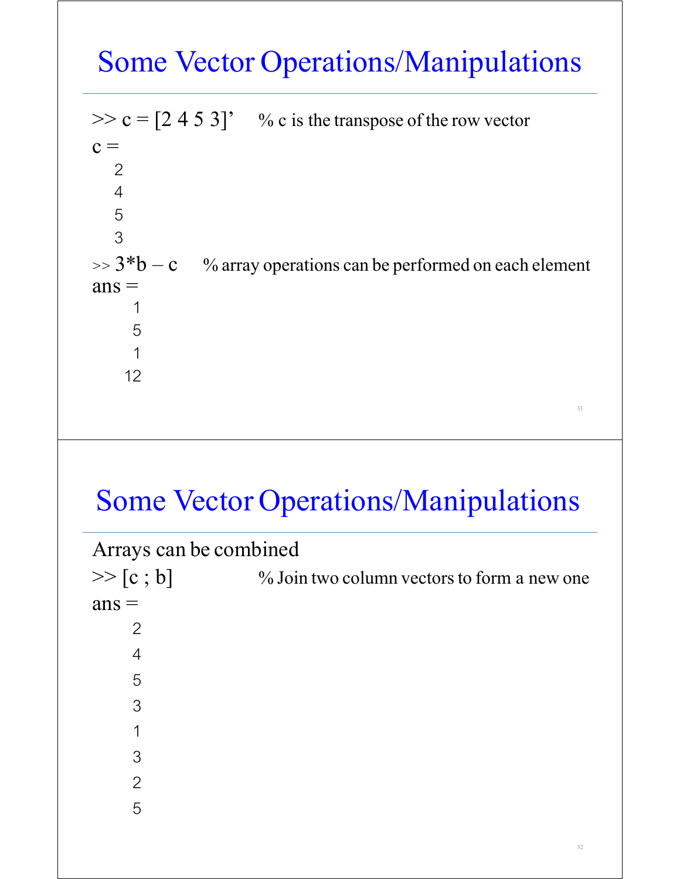# Some Vector Operations/Manipulations

```
>> c = [2 4 5 3]'    % c is the transpose of the row vector
c =
    2
    4
    5
    3
>> 3*b – c    % array operations can be performed on each element
ans =
     1
     5
     1
    12
```

# Some Vector Operations/Manipulations

Arrays can be combined

```
>> [c ; b]    % Join two column vectors to form a new one
ans =
     2
     4
     5
     3
     1
     3
     2
     5
```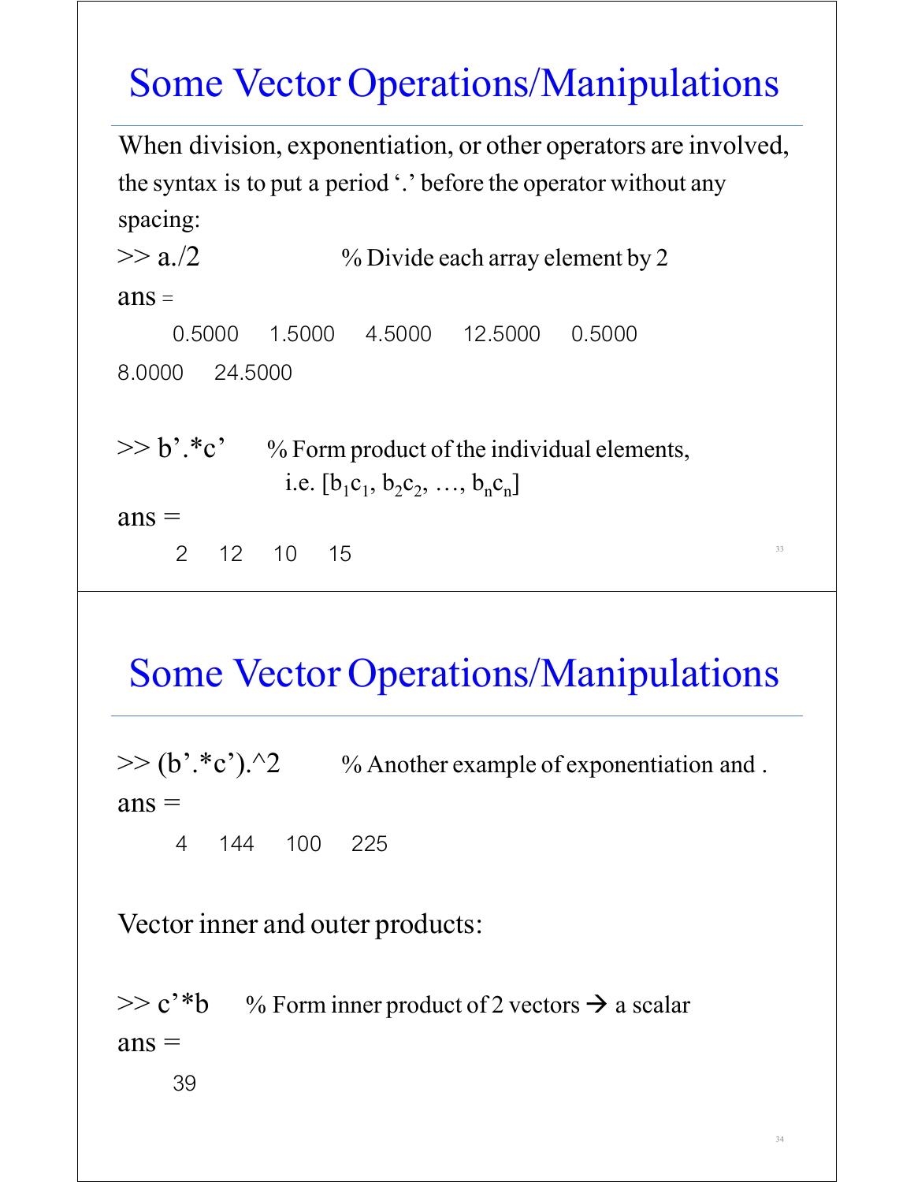# Some Vector Operations/Manipulations

When division, exponentiation, or other operators are involved, the syntax is to put a period '.' before the operator without any spacing:

```
>> a./2                    % Divide each array element by 2
ans =
    0.5000    1.5000    4.5000    12.5000    0.5000
8.0000    24.5000
```

```
>> b'.*c'      % Form product of the individual elements,
```

i.e. $[b_1c_1, b_2c_2, \ldots, b_nc_n]$

```
ans =
    2    12    10    15
```

# Some Vector Operations/Manipulations

```
>> (b'.*c').^2         % Another example of exponentiation and .
ans =
    4    144    100    225
```

Vector inner and outer products:

```
>> c'*b     % Form inner product of 2 vectors → a scalar
ans =
    39
```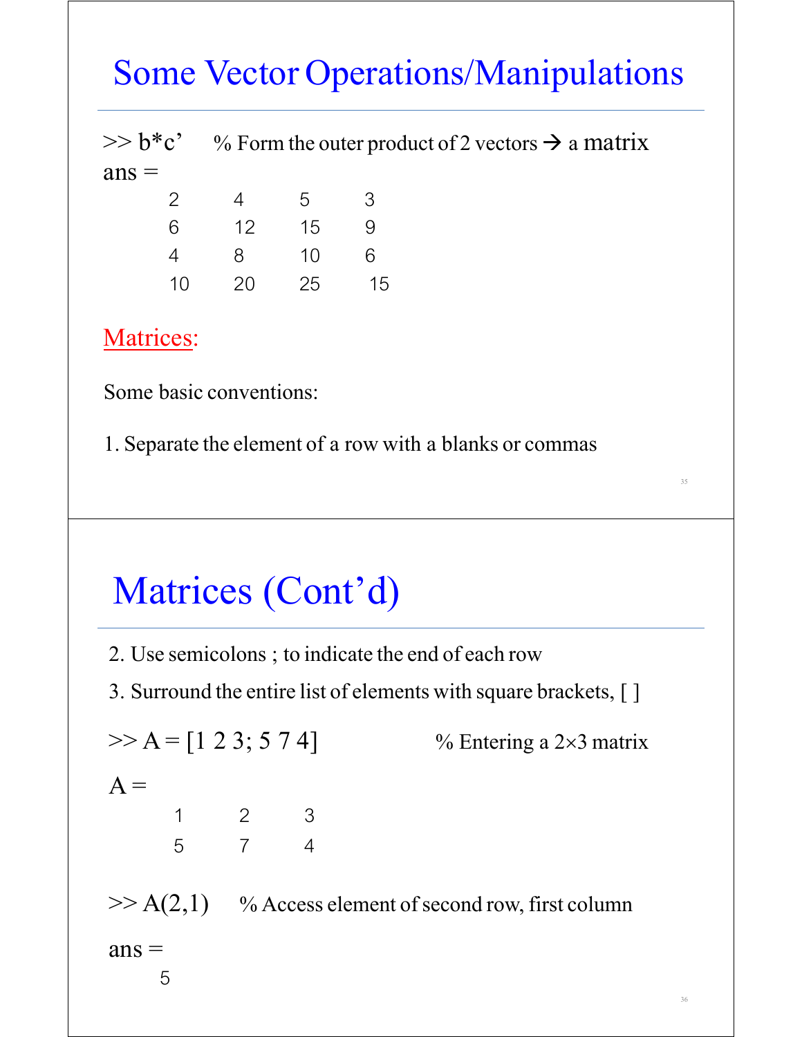# Some Vector Operations/Manipulations

```
>> b*c'     % Form the outer product of 2 vectors → a matrix
ans =
     2     4     5     3
     6    12    15     9
     4     8    10     6
    10    20    25    15
```

## Matrices:

Some basic conventions:

1. Separate the element of a row with a blanks or commas

# Matrices (Cont'd)

2. Use semicolons ; to indicate the end of each row
3. Surround the entire list of elements with square brackets, [ ]

```
>> A = [1 2 3; 5 7 4]          % Entering a 2×3 matrix

A =
     1     2     3
     5     7     4

>> A(2,1)     % Access element of second row, first column

ans =
     5
```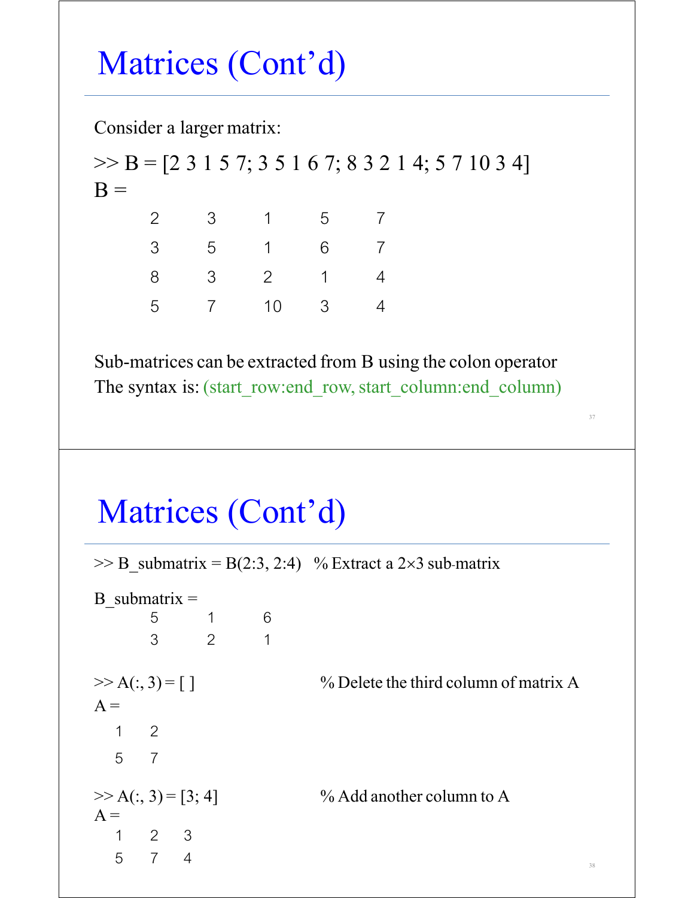# Matrices (Cont'd)

Consider a larger matrix:

```
>> B = [2 3 1 5 7; 3 5 1 6 7; 8 3 2 1 4; 5 7 10 3 4]
B =
     2     3     1     5     7
     3     5     1     6     7
     8     3     2     1     4
     5     7    10     3     4
```

Sub-matrices can be extracted from B using the colon operator

The syntax is: (start_row:end_row, start_column:end_column)

# Matrices (Cont'd)

```
>> B_submatrix = B(2:3, 2:4)   % Extract a 2×3 sub-matrix

B_submatrix =
     5     1     6
     3     2     1

>> A(:, 3) = [ ]               % Delete the third column of matrix A
A =
   1     2
   5     7

>> A(:, 3) = [3; 4]            % Add another column to A
A =
   1     2     3
   5     7     4
```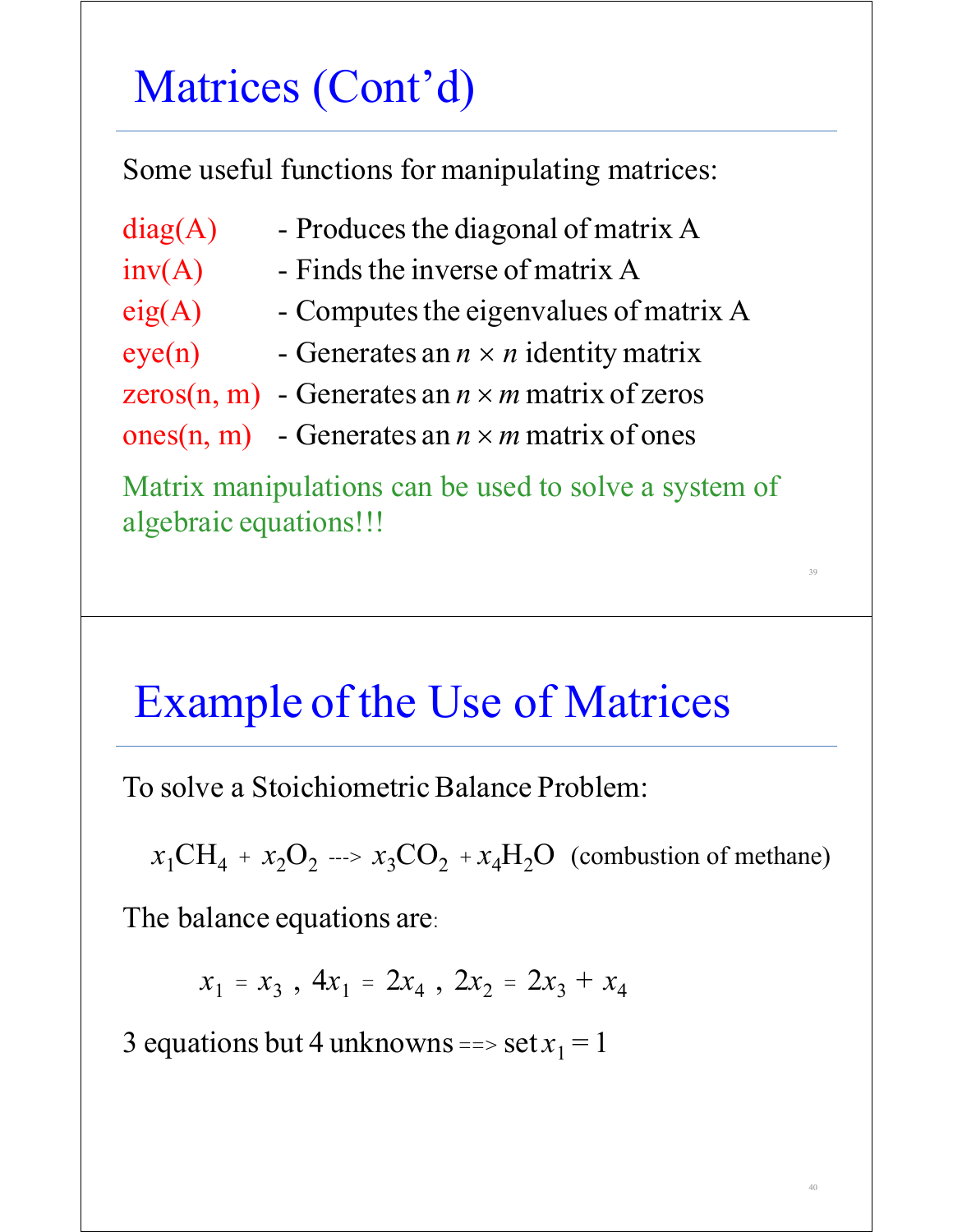# Matrices (Cont'd)

Some useful functions for manipulating matrices:

- diag(A) - Produces the diagonal of matrix A
- inv(A) - Finds the inverse of matrix A
- eig(A) - Computes the eigenvalues of matrix A
- eye(n) - Generates an $n \times n$ identity matrix
- zeros(n, m) - Generates an $n \times m$ matrix of zeros
- ones(n, m) - Generates an $n \times m$ matrix of ones

Matrix manipulations can be used to solve a system of algebraic equations!!!

# Example of the Use of Matrices

To solve a Stoichiometric Balance Problem:

$$x_1 CH_4 + x_2 O_2 \dashrightarrow x_3 CO_2 + x_4 H_2O \quad \text{(combustion of methane)}$$

The balance equations are:

$$x_1 = x_3 \;,\; 4x_1 = 2x_4 \;,\; 2x_2 = 2x_3 + x_4$$

3 equations but 4 unknowns ==> set $x_1 = 1$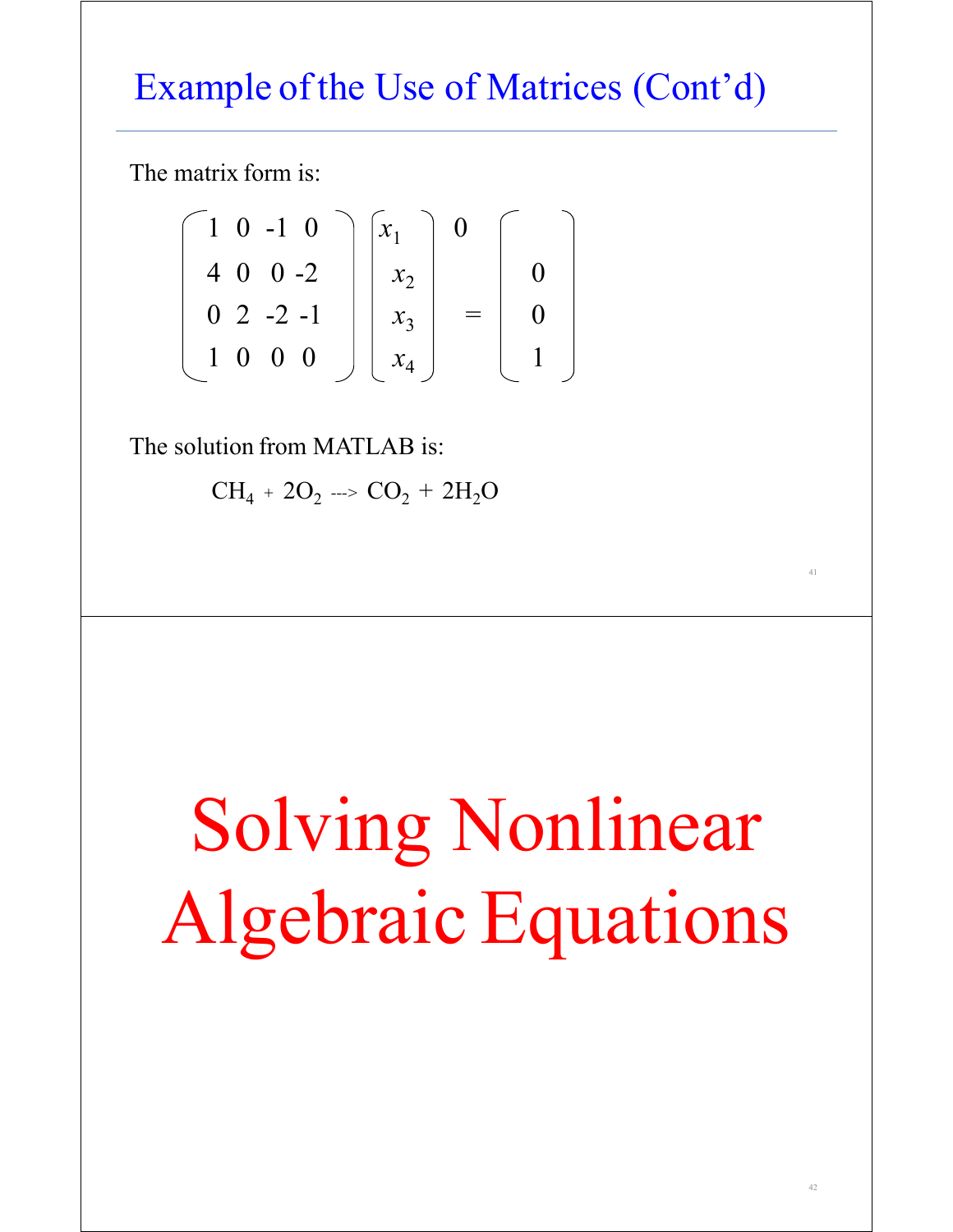## Example of the Use of Matrices (Cont'd)

The matrix form is:

$$
\begin{pmatrix} 1 & 0 & -1 & 0 \\ 4 & 0 & 0 & -2 \\ 0 & 2 & -2 & -1 \\ 1 & 0 & 0 & 0 \end{pmatrix}
\begin{pmatrix} x_1 \\ x_2 \\ x_3 \\ x_4 \end{pmatrix}
=
\begin{pmatrix} 0 \\ 0 \\ 0 \\ 1 \end{pmatrix}
$$

The solution from MATLAB is:

$CH_4 + 2O_2$ ---> $CO_2 + 2H_2O$

# Solving Nonlinear Algebraic Equations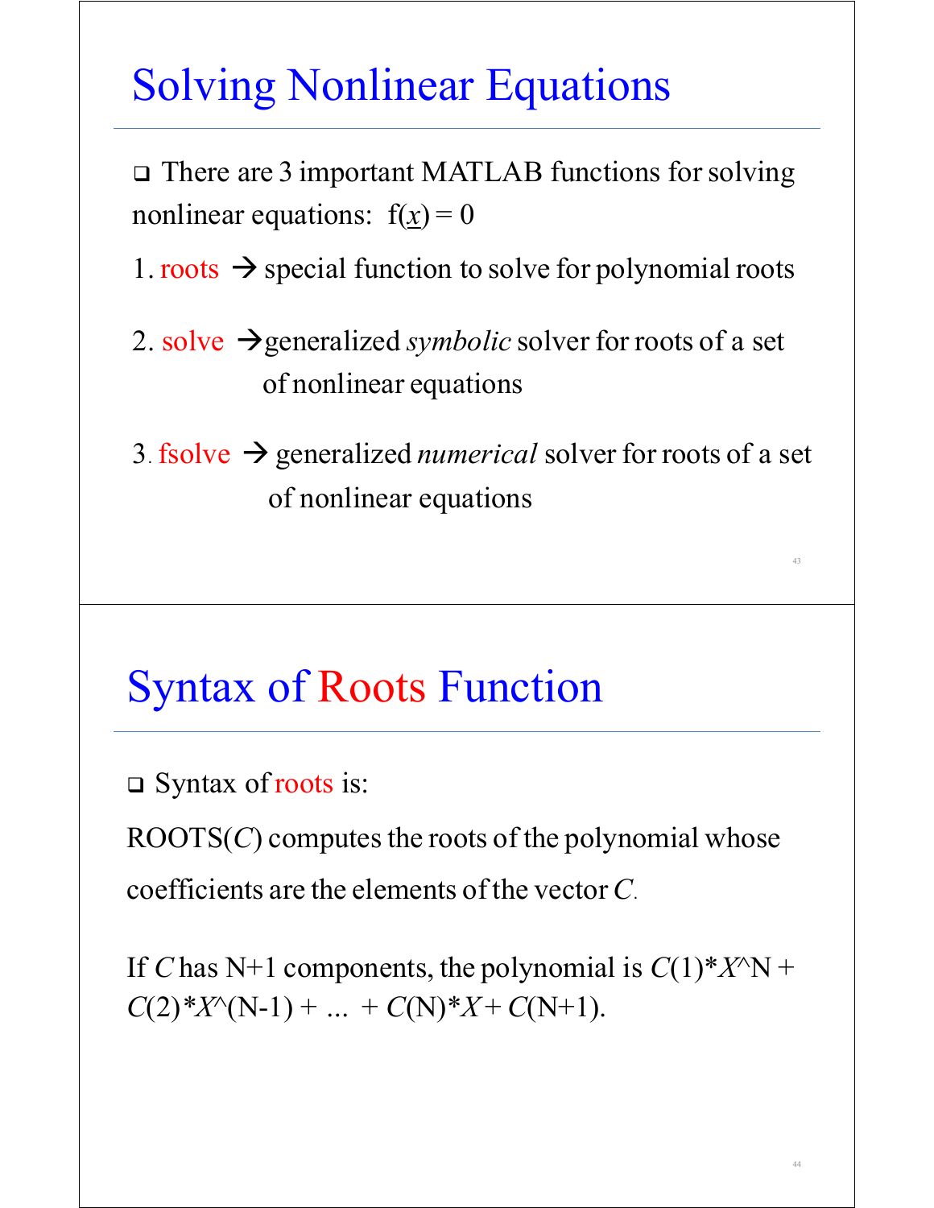# Solving Nonlinear Equations

- There are 3 important MATLAB functions for solving nonlinear equations: $f(\underline{x}) = 0$

1. roots → special function to solve for polynomial roots
2. solve → generalized *symbolic* solver for roots of a set of nonlinear equations
3. fsolve → generalized *numerical* solver for roots of a set of nonlinear equations

# Syntax of Roots Function

- Syntax of roots is:

ROOTS(*C*) computes the roots of the polynomial whose coefficients are the elements of the vector *C*.

If *C* has N+1 components, the polynomial is *C*(1)\**X*^N + *C*(2)\**X*^(N-1) + ... + *C*(N)\**X* + *C*(N+1).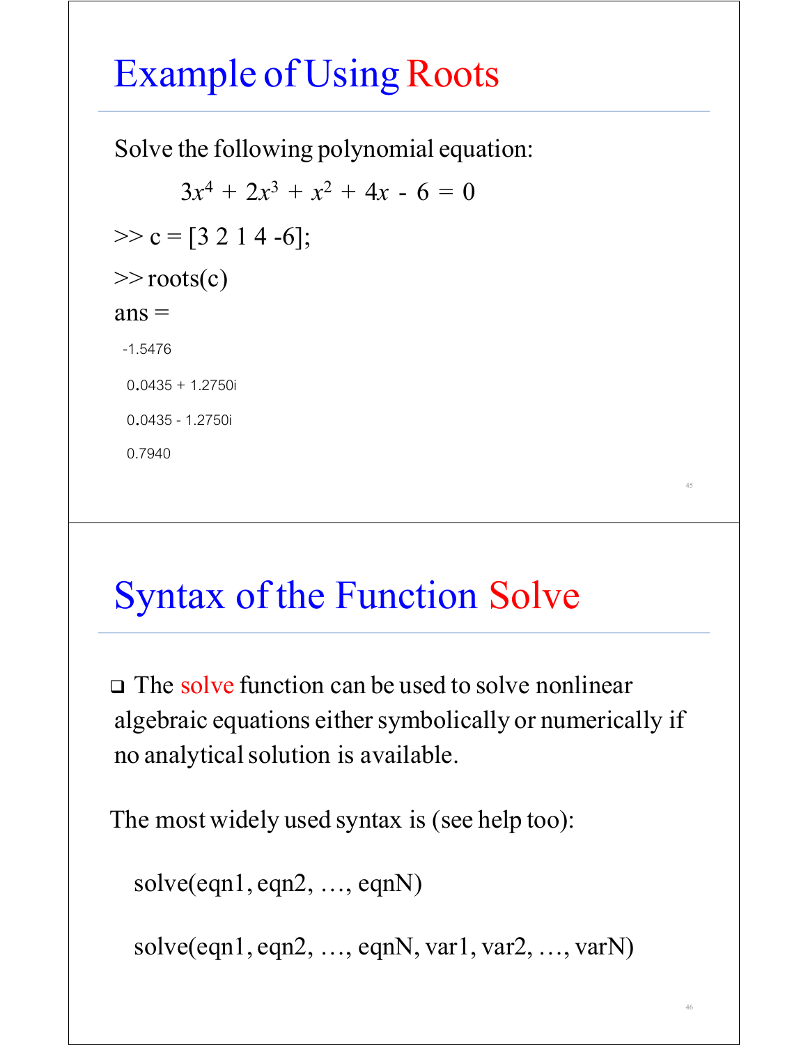# Example of Using Roots

Solve the following polynomial equation:

$$3x^4 + 2x^3 + x^2 + 4x - 6 = 0$$

```
>> c = [3 2 1 4 -6];
>> roots(c)
ans =
 -1.5476
  0.0435 + 1.2750i
  0.0435 - 1.2750i
  0.7940
```

# Syntax of the Function Solve

- The solve function can be used to solve nonlinear algebraic equations either symbolically or numerically if no analytical solution is available.

The most widely used syntax is (see help too):

```
solve(eqn1, eqn2, …, eqnN)

solve(eqn1, eqn2, …, eqnN, var1, var2, …, varN)
```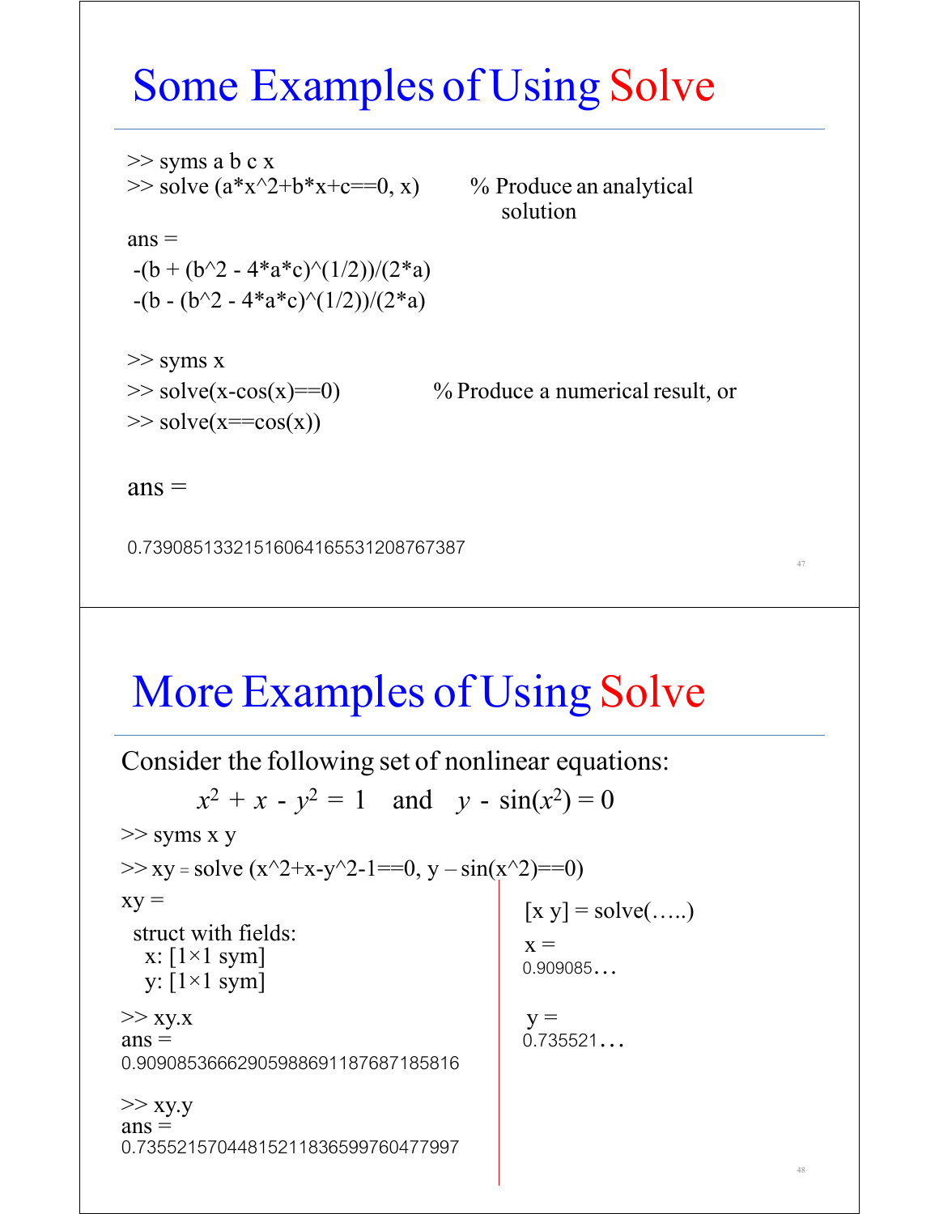# Some Examples of Using Solve

```
>> syms a b c x
>> solve (a*x^2+b*x+c==0, x)        % Produce an analytical
                                       solution
ans =
 -(b + (b^2 - 4*a*c)^(1/2))/(2*a)
 -(b - (b^2 - 4*a*c)^(1/2))/(2*a)

>> syms x
>> solve(x-cos(x)==0)              % Produce a numerical result, or
>> solve(x==cos(x))

ans =

0.73908513321516064165531208767387
```

# More Examples of Using Solve

Consider the following set of nonlinear equations:

$$x^2 + x - y^2 = 1 \quad \text{and} \quad y - \sin(x^2) = 0$$

```
>> syms x y
>> xy = solve (x^2+x-y^2-1==0, y – sin(x^2)==0)
xy =
 struct with fields:
   x: [1×1 sym]
   y: [1×1 sym]

>> xy.x
ans =
0.90908536662905988691187687185816

>> xy.y
ans =
0.73552157044815211836599760477997
```

```
[x y] = solve(…..)

x =
0.909085…

y =
0.735521…
```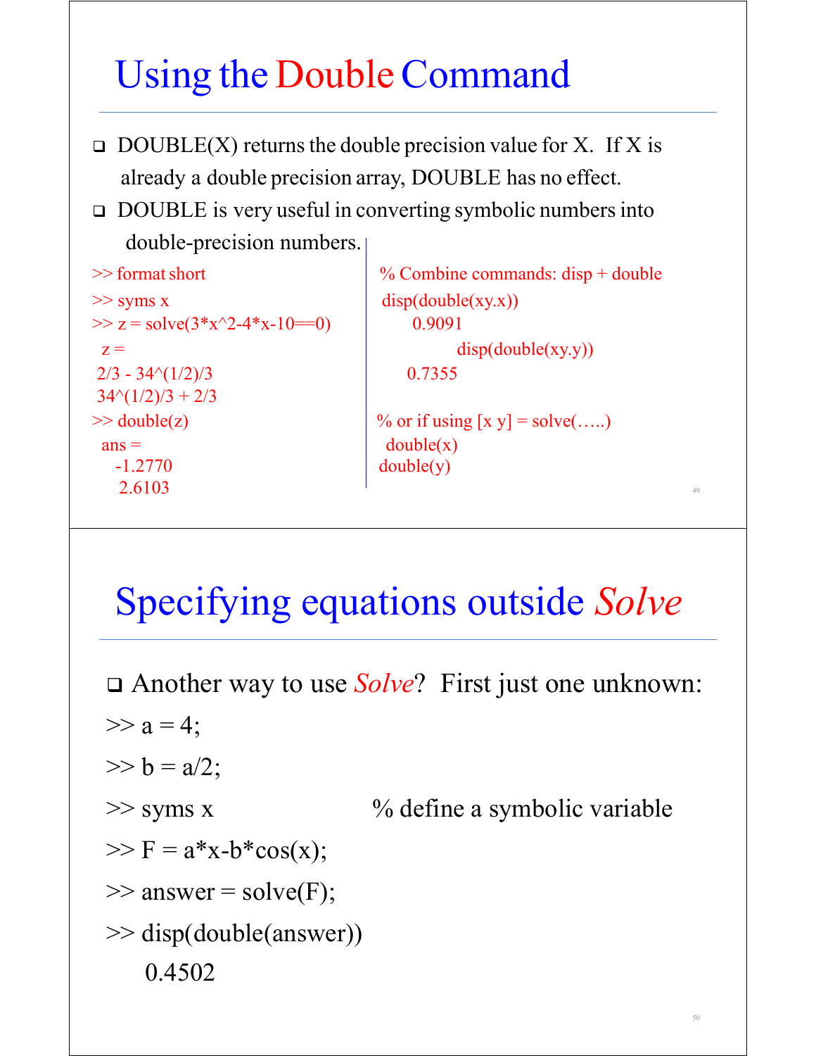# Using the Double Command

- DOUBLE(X) returns the double precision value for X. If X is already a double precision array, DOUBLE has no effect.
- DOUBLE is very useful in converting symbolic numbers into double-precision numbers.

```
>> format short
>> syms x
>> z = solve(3*x^2-4*x-10==0)
 z =
2/3 - 34^(1/2)/3
34^(1/2)/3 + 2/3
>> double(z)
 ans =
   -1.2770
    2.6103
```

```
% Combine commands: disp + double
disp(double(xy.x))
      0.9091
disp(double(xy.y))
      0.7355

% or if using [x y] = solve(…..)
 double(x)
double(y)
```

# Specifying equations outside *Solve*

- Another way to use *Solve*? First just one unknown:

```
>> a = 4;
>> b = a/2;
>> syms x                    % define a symbolic variable
>> F = a*x-b*cos(x);
>> answer = solve(F);
>> disp(double(answer))
    0.4502
```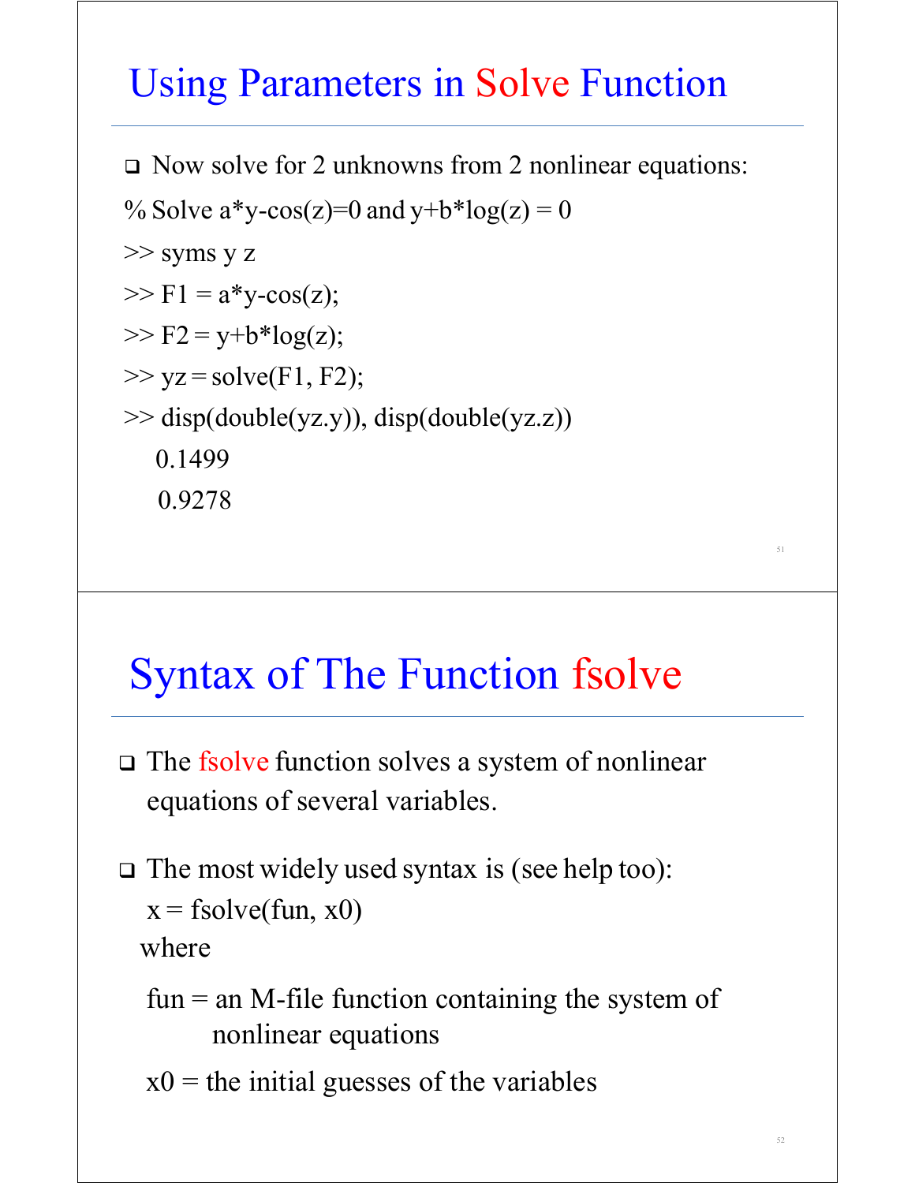# Using Parameters in Solve Function

- Now solve for 2 unknowns from 2 nonlinear equations:

```
% Solve a*y-cos(z)=0 and y+b*log(z) = 0
>> syms y z
>> F1 = a*y-cos(z);
>> F2 = y+b*log(z);
>> yz = solve(F1, F2);
>> disp(double(yz.y)), disp(double(yz.z))
    0.1499
    0.9278
```

# Syntax of The Function fsolve

- The fsolve function solves a system of nonlinear equations of several variables.

- The most widely used syntax is (see help too):

  x = fsolve(fun, x0)

  where

  fun = an M-file function containing the system of nonlinear equations

  x0 = the initial guesses of the variables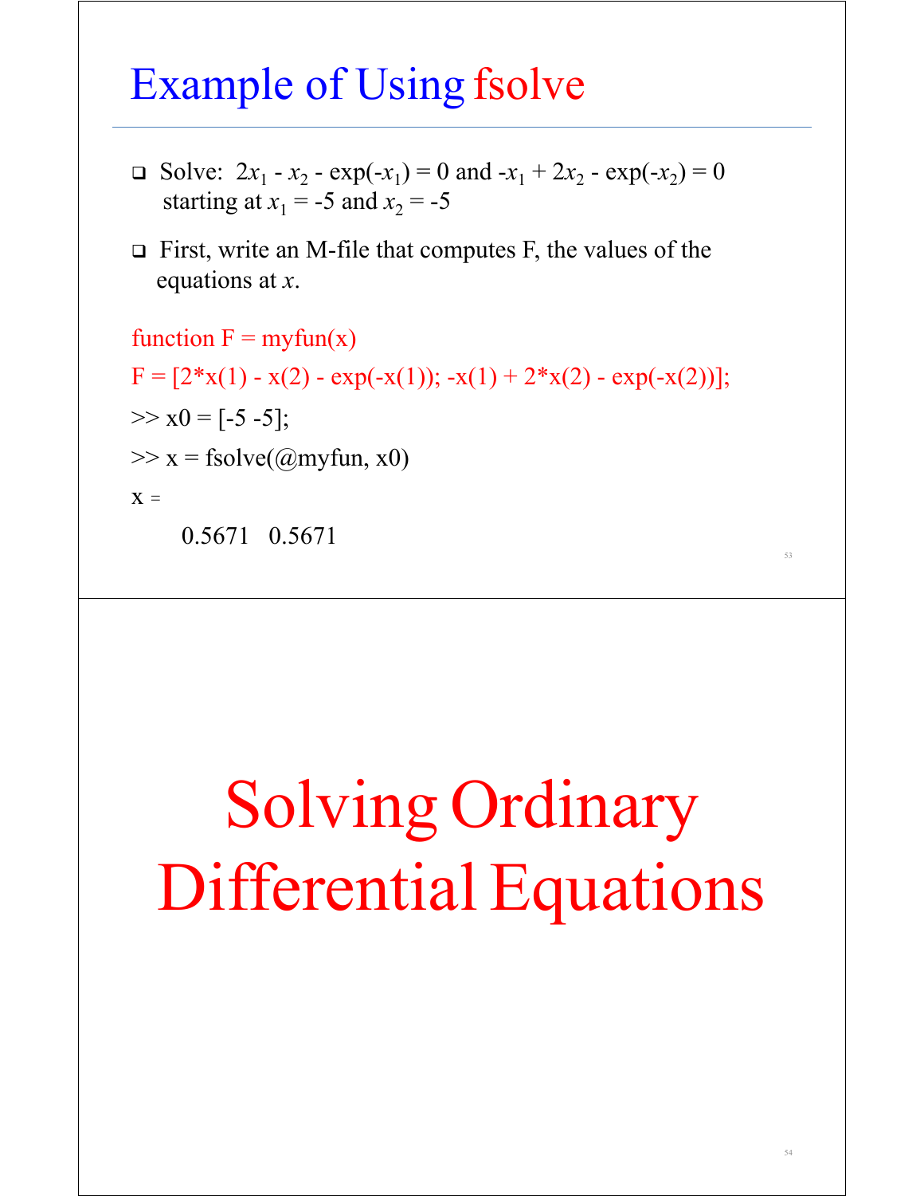## Example of Using fsolve

- Solve: $2x_1 - x_2 - \exp(-x_1) = 0$ and $-x_1 + 2x_2 - \exp(-x_2) = 0$ starting at $x_1 = -5$ and $x_2 = -5$
- First, write an M-file that computes F, the values of the equations at $x$.

```
function F = myfun(x)
F = [2*x(1) - x(2) - exp(-x(1)); -x(1) + 2*x(2) - exp(-x(2))];
>> x0 = [-5 -5];
>> x = fsolve(@myfun, x0)
x =
     0.5671   0.5671
```

# Solving Ordinary Differential Equations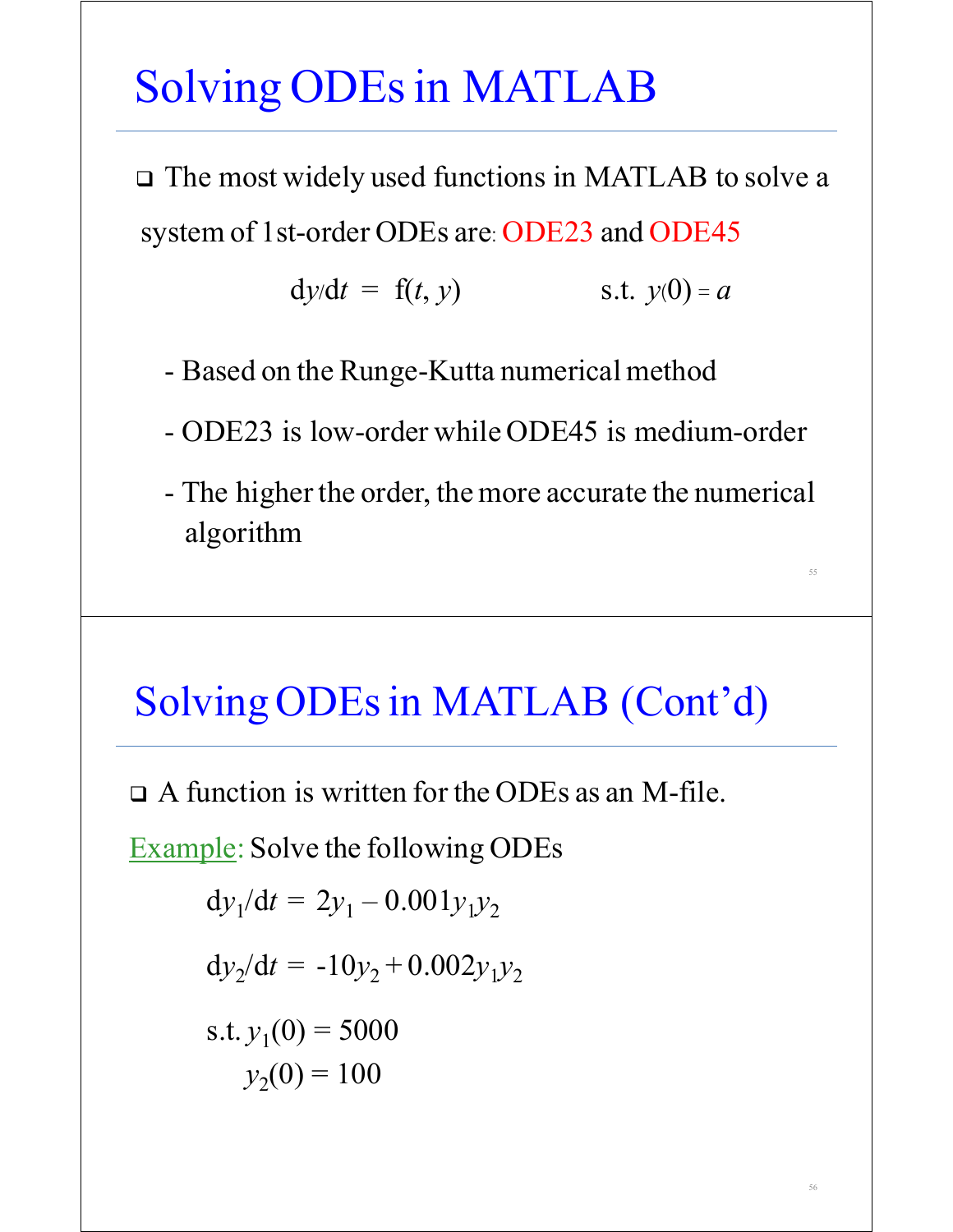# Solving ODEs in MATLAB

- The most widely used functions in MATLAB to solve a system of 1st-order ODEs are: ODE23 and ODE45

$$dy/dt = f(t, y) \qquad \text{s.t. } y(0) = a$$

  - Based on the Runge-Kutta numerical method
  - ODE23 is low-order while ODE45 is medium-order
  - The higher the order, the more accurate the numerical algorithm

# Solving ODEs in MATLAB (Cont'd)

- A function is written for the ODEs as an M-file.

Example: Solve the following ODEs

$$dy_1/dt = 2y_1 - 0.001y_1y_2$$

$$dy_2/dt = -10y_2 + 0.002y_1y_2$$

$$\text{s.t. } y_1(0) = 5000$$
$$y_2(0) = 100$$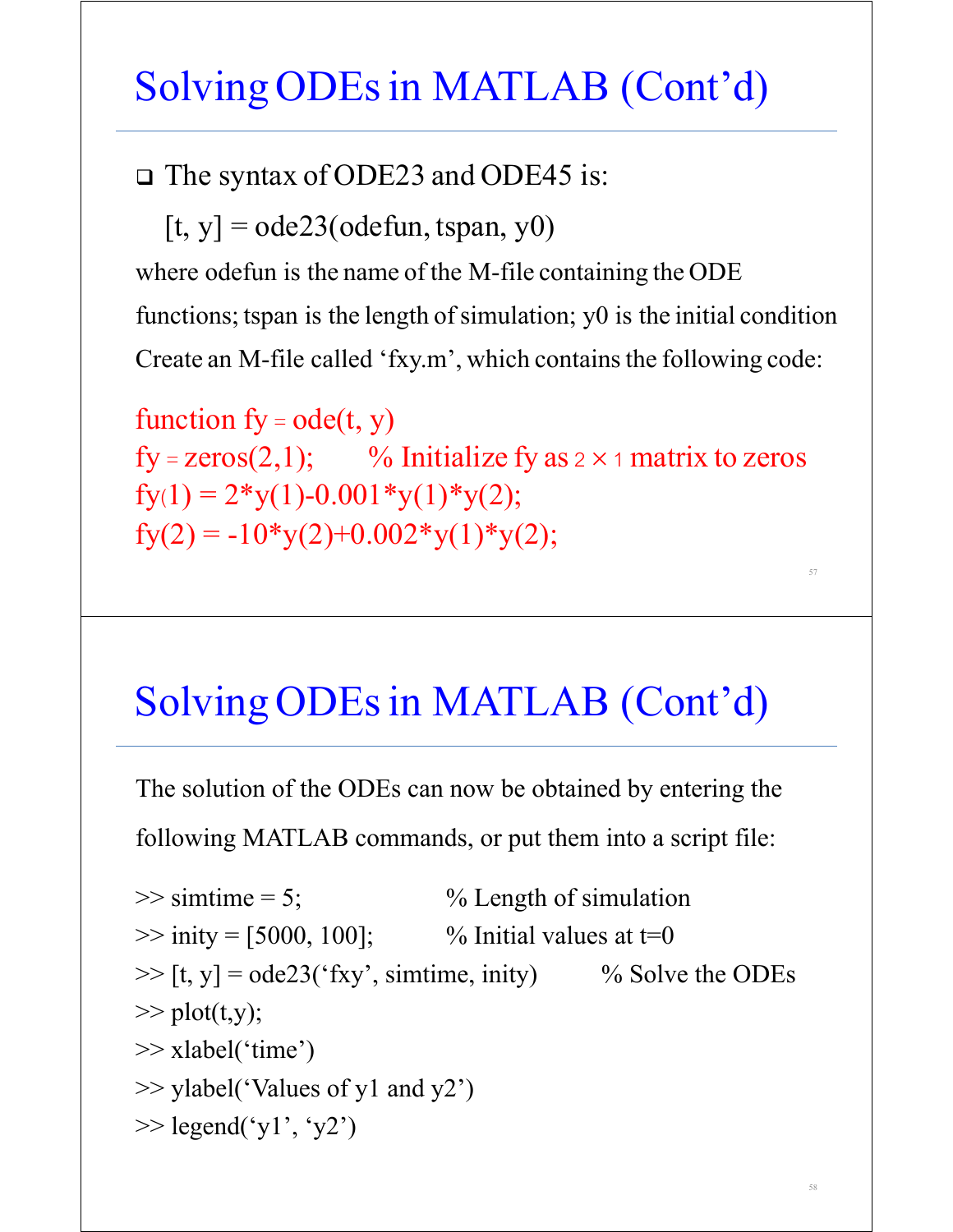# Solving ODEs in MATLAB (Cont'd)

- The syntax of ODE23 and ODE45 is:

  [t, y] = ode23(odefun, tspan, y0)

where odefun is the name of the M-file containing the ODE functions; tspan is the length of simulation; y0 is the initial condition

Create an M-file called 'fxy.m', which contains the following code:

```
function fy = ode(t, y)
fy = zeros(2,1);        % Initialize fy as 2 × 1 matrix to zeros
fy(1) = 2*y(1)-0.001*y(1)*y(2);
fy(2) = -10*y(2)+0.002*y(1)*y(2);
```

# Solving ODEs in MATLAB (Cont'd)

The solution of the ODEs can now be obtained by entering the following MATLAB commands, or put them into a script file:

```
>> simtime = 5;                    % Length of simulation
>> inity = [5000, 100];            % Initial values at t=0
>> [t, y] = ode23('fxy', simtime, inity)        % Solve the ODEs
>> plot(t,y);
>> xlabel('time')
>> ylabel('Values of y1 and y2')
>> legend('y1', 'y2')
```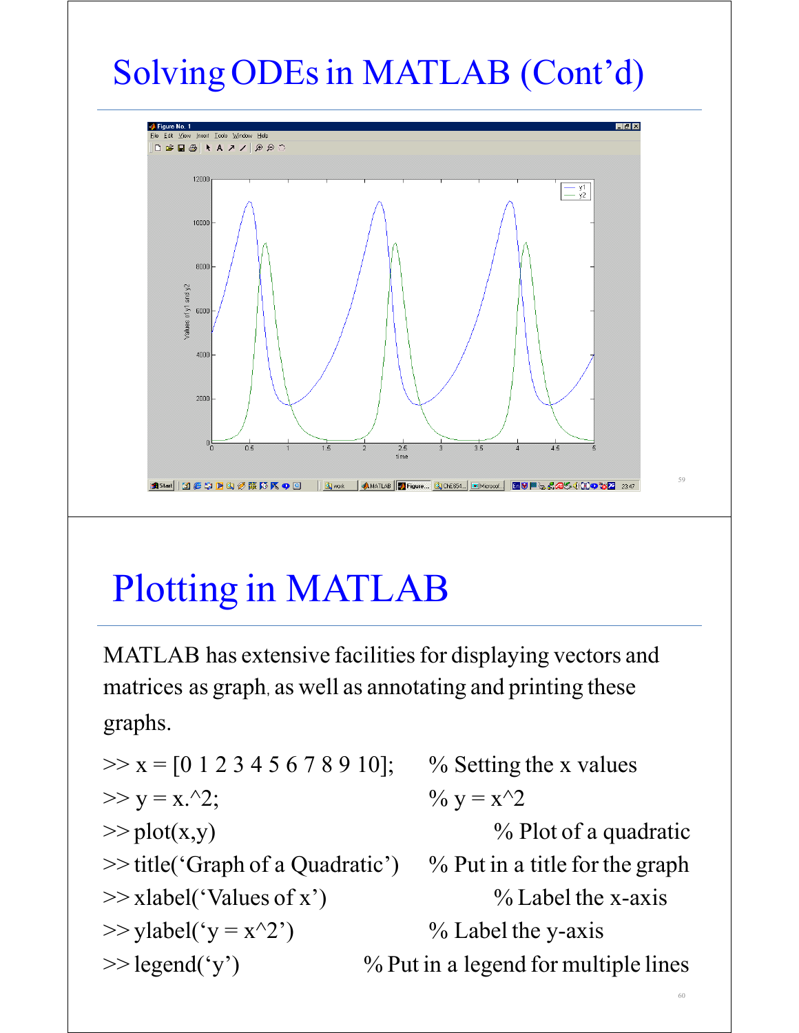# Solving ODEs in MATLAB (Cont'd)

# Plotting in MATLAB

MATLAB has extensive facilities for displaying vectors and matrices as graph, as well as annotating and printing these graphs.

```
>> x = [0 1 2 3 4 5 6 7 8 9 10];     % Setting the x values
>> y = x.^2;                          % y = x^2
>> plot(x,y)                          % Plot of a quadratic
>> title('Graph of a Quadratic')      % Put in a title for the graph
>> xlabel('Values of x')              % Label the x-axis
>> ylabel('y = x^2')                  % Label the y-axis
>> legend('y')                        % Put in a legend for multiple lines
```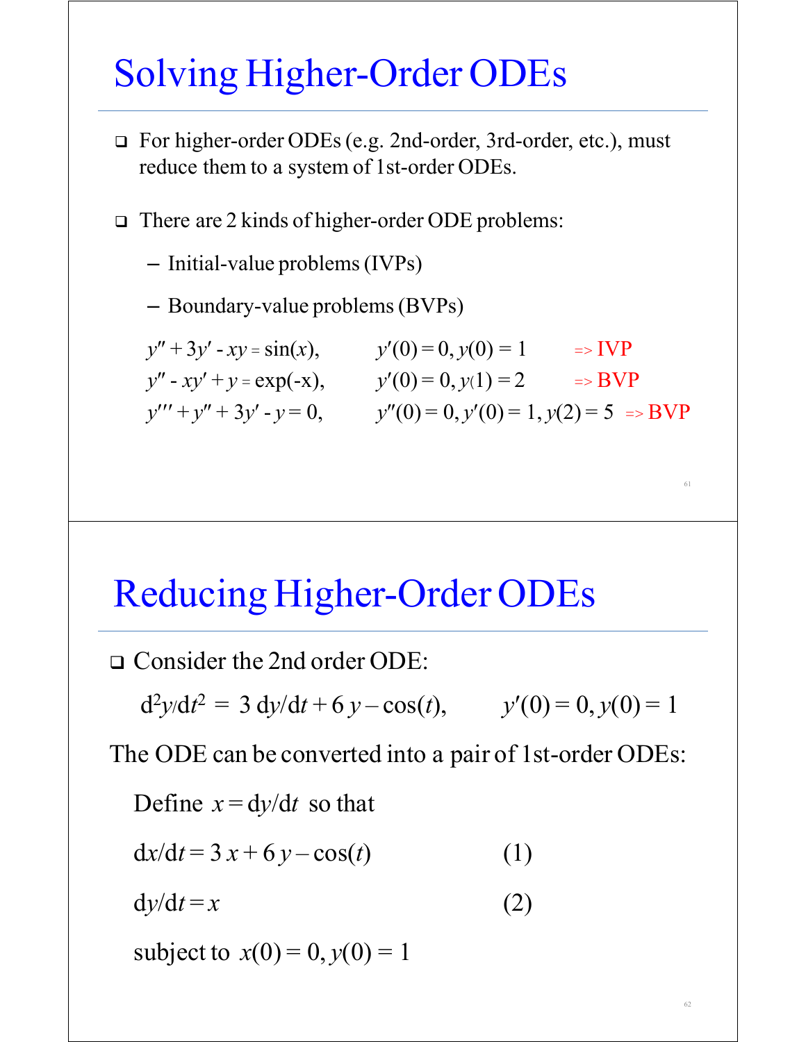# Solving Higher-Order ODEs

- For higher-order ODEs (e.g. 2nd-order, 3rd-order, etc.), must reduce them to a system of 1st-order ODEs.
- There are 2 kinds of higher-order ODE problems:
  - Initial-value problems (IVPs)
  - Boundary-value problems (BVPs)

| | | |
|---|---|---|
| $y'' + 3y' - xy = \sin(x),$ | $y'(0) = 0, y(0) = 1$ | => IVP |
| $y'' - xy' + y = \exp(-x),$ | $y'(0) = 0, y(1) = 2$ | => BVP |
| $y''' + y'' + 3y' - y = 0,$ | $y''(0) = 0, y'(0) = 1, y(2) = 5$ | => BVP |

# Reducing Higher-Order ODEs

- Consider the 2nd order ODE:

$$d^2y/dt^2 = 3\, dy/dt + 6\, y - \cos(t), \qquad y'(0) = 0, y(0) = 1$$

The ODE can be converted into a pair of 1st-order ODEs:

Define $x = dy/dt$ so that

$$dx/dt = 3\,x + 6\,y - \cos(t) \qquad (1)$$

$$dy/dt = x \qquad (2)$$

subject to $x(0) = 0, y(0) = 1$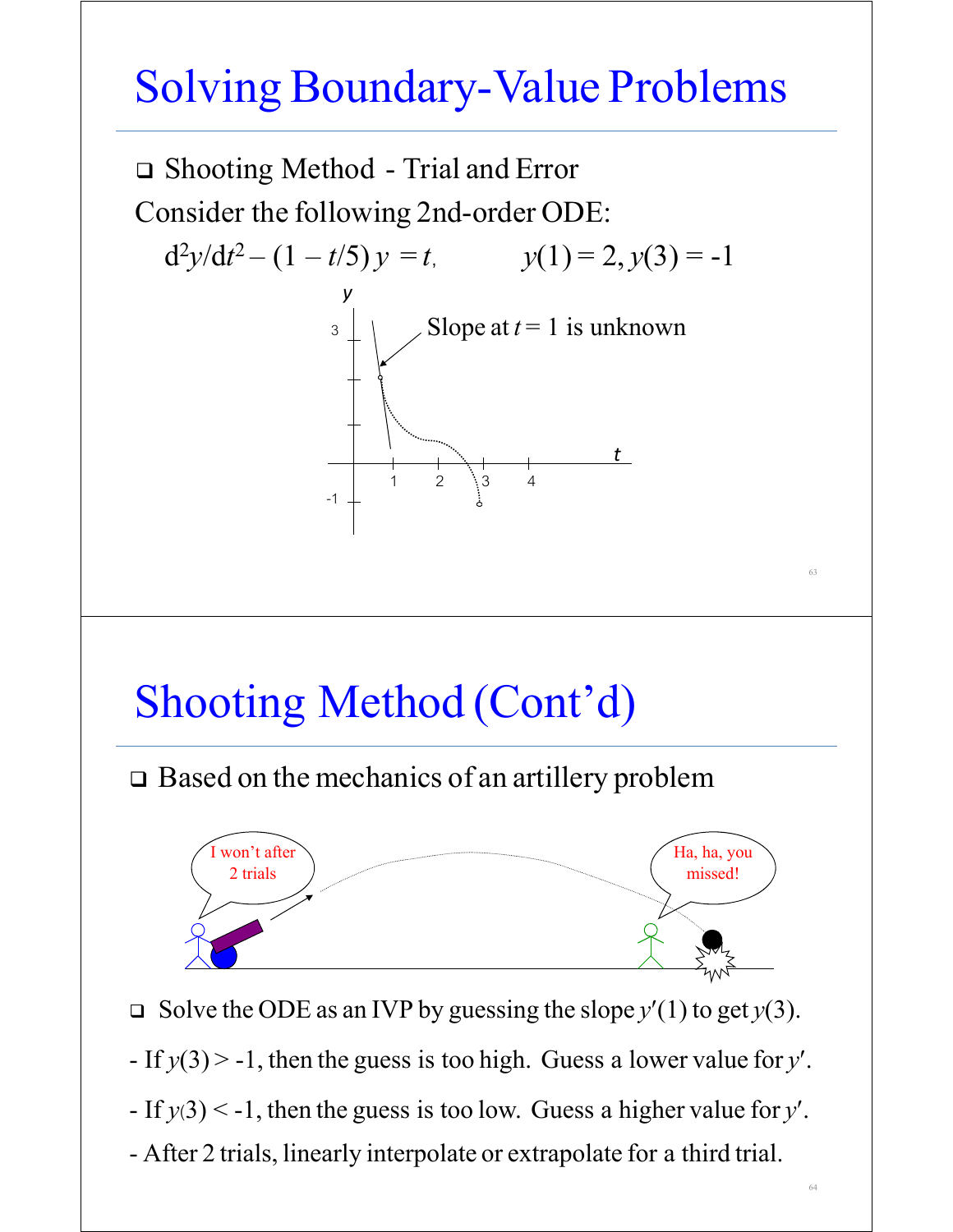# Solving Boundary-Value Problems

- Shooting Method - Trial and Error

Consider the following 2nd-order ODE:

$$d^2y/dt^2 - (1 - t/5)\, y = t, \qquad y(1) = 2,\ y(3) = -1$$

# Shooting Method (Cont'd)

- Based on the mechanics of an artillery problem

- Solve the ODE as an IVP by guessing the slope $y'(1)$ to get $y(3)$.

- If $y(3) > -1$, then the guess is too high. Guess a lower value for $y'$.
- If $y(3) < -1$, then the guess is too low. Guess a higher value for $y'$.
- After 2 trials, linearly interpolate or extrapolate for a third trial.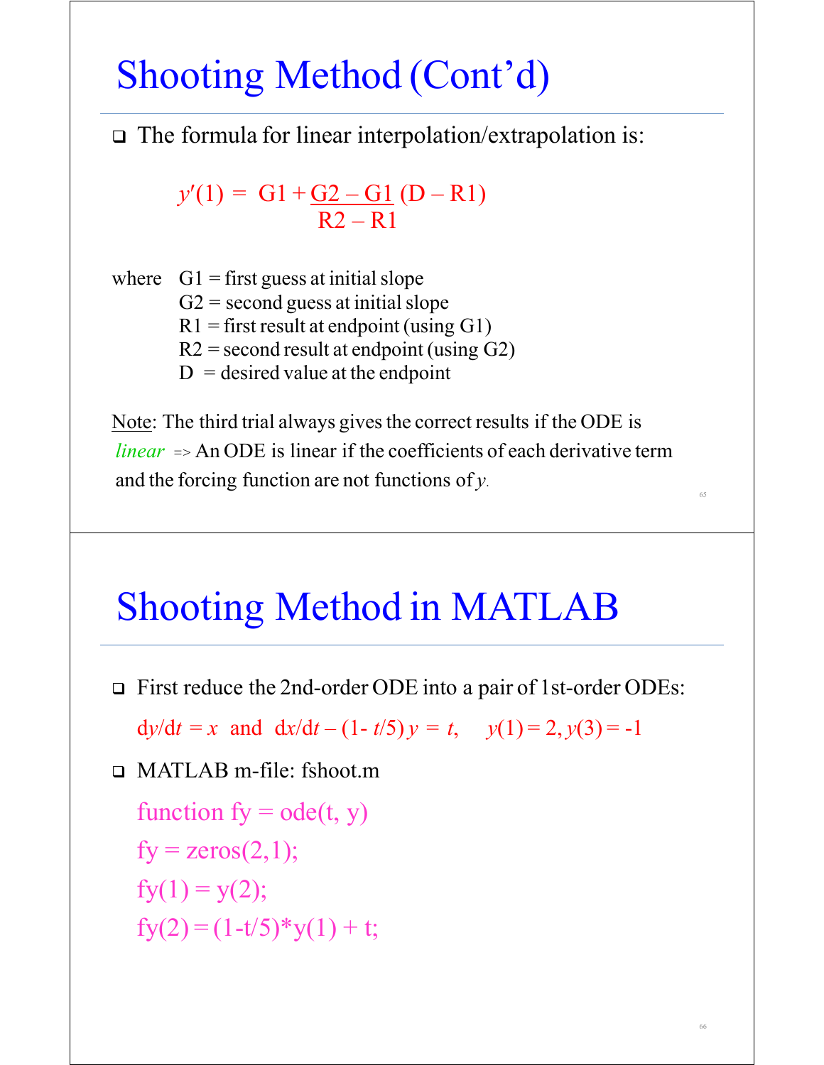# Shooting Method (Cont'd)

- The formula for linear interpolation/extrapolation is:

$$y'(1) = G1 + \frac{G2 - G1}{R2 - R1}(D - R1)$$

where G1 = first guess at initial slope
G2 = second guess at initial slope
R1 = first result at endpoint (using G1)
R2 = second result at endpoint (using G2)
D = desired value at the endpoint

Note: The third trial always gives the correct results if the ODE is *linear* => An ODE is linear if the coefficients of each derivative term and the forcing function are not functions of $y$.

# Shooting Method in MATLAB

- First reduce the 2nd-order ODE into a pair of 1st-order ODEs:

$dy/dt = x$ and $dx/dt - (1 - t/5)\,y = t$, $y(1) = 2, y(3) = -1$

- MATLAB m-file: fshoot.m

```
function fy = ode(t, y)
fy = zeros(2,1);
fy(1) = y(2);
fy(2) = (1-t/5)*y(1) + t;
```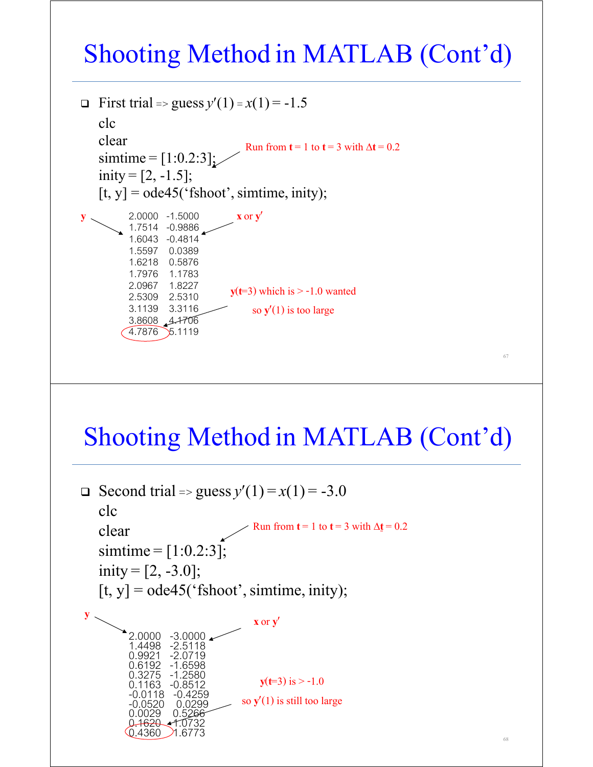# Shooting Method in MATLAB (Cont'd)

- First trial => guess $y'(1) = x(1) = -1.5$

```
clc
clear
simtime = [1:0.2:3];
inity = [2, -1.5];
[t, y] = ode45('fshoot', simtime, inity);
```

Run from **t** = 1 to **t** = 3 with Δ**t** = 0.2

**y** / **x** or **y′**

```
2.0000   -1.5000
1.7514   -0.9886
1.6043   -0.4814
1.5597    0.0389
1.6218    0.5876
1.7976    1.1783
2.0967    1.8227
2.5309    2.5310
3.1139    3.3116
3.8608    4.1706
4.7876    5.1119
```

**y**(**t**=3) which is > -1.0 wanted

so **y′**(1) is too large

# Shooting Method in MATLAB (Cont'd)

- Second trial => guess $y'(1) = x(1) = -3.0$

```
clc
clear
simtime = [1:0.2:3];
inity = [2, -3.0];
[t, y] = ode45('fshoot', simtime, inity);
```

Run from **t** = 1 to **t** = 3 with Δ**t** = 0.2

**y** / **x** or **y′**

```
2.0000   -3.0000
1.4498   -2.5118
0.9921   -2.0719
0.6192   -1.6598
0.3275   -1.2580
0.1163   -0.8512
-0.0118  -0.4259
-0.0520   0.0299
0.0029    0.5266
0.1620    1.0732
0.4360    1.6773
```

**y**(**t**=3) is > -1.0

so **y′**(1) is still too large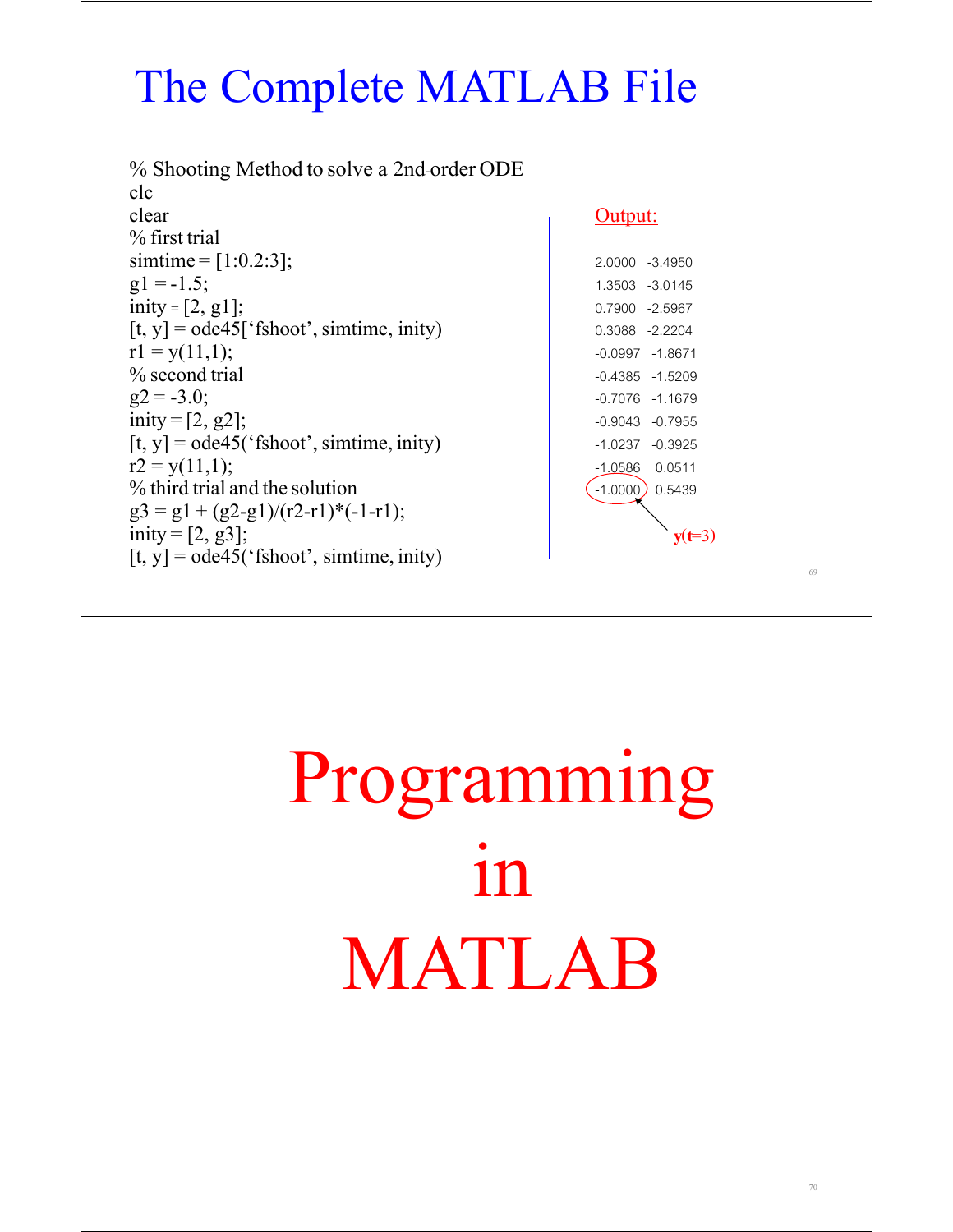# The Complete MATLAB File

```
% Shooting Method to solve a 2nd-order ODE
clc
clear
% first trial
simtime = [1:0.2:3];
g1 = -1.5;
inity = [2, g1];
[t, y] = ode45['fshoot', simtime, inity)
r1 = y(11,1);
% second trial
g2 = -3.0;
inity = [2, g2];
[t, y] = ode45('fshoot', simtime, inity)
r2 = y(11,1);
% third trial and the solution
g3 = g1 + (g2-g1)/(r2-r1)*(-1-r1);
inity = [2, g3];
[t, y] = ode45('fshoot', simtime, inity)
```

Output:

```
 2.0000  -3.4950
 1.3503  -3.0145
 0.7900  -2.5967
 0.3088  -2.2204
-0.0997  -1.8671
-0.4385  -1.5209
-0.7076  -1.1679
-0.9043  -0.7955
-1.0237  -0.3925
-1.0586   0.0511
-1.0000   0.5439
```

y(t=3)

# Programming in MATLAB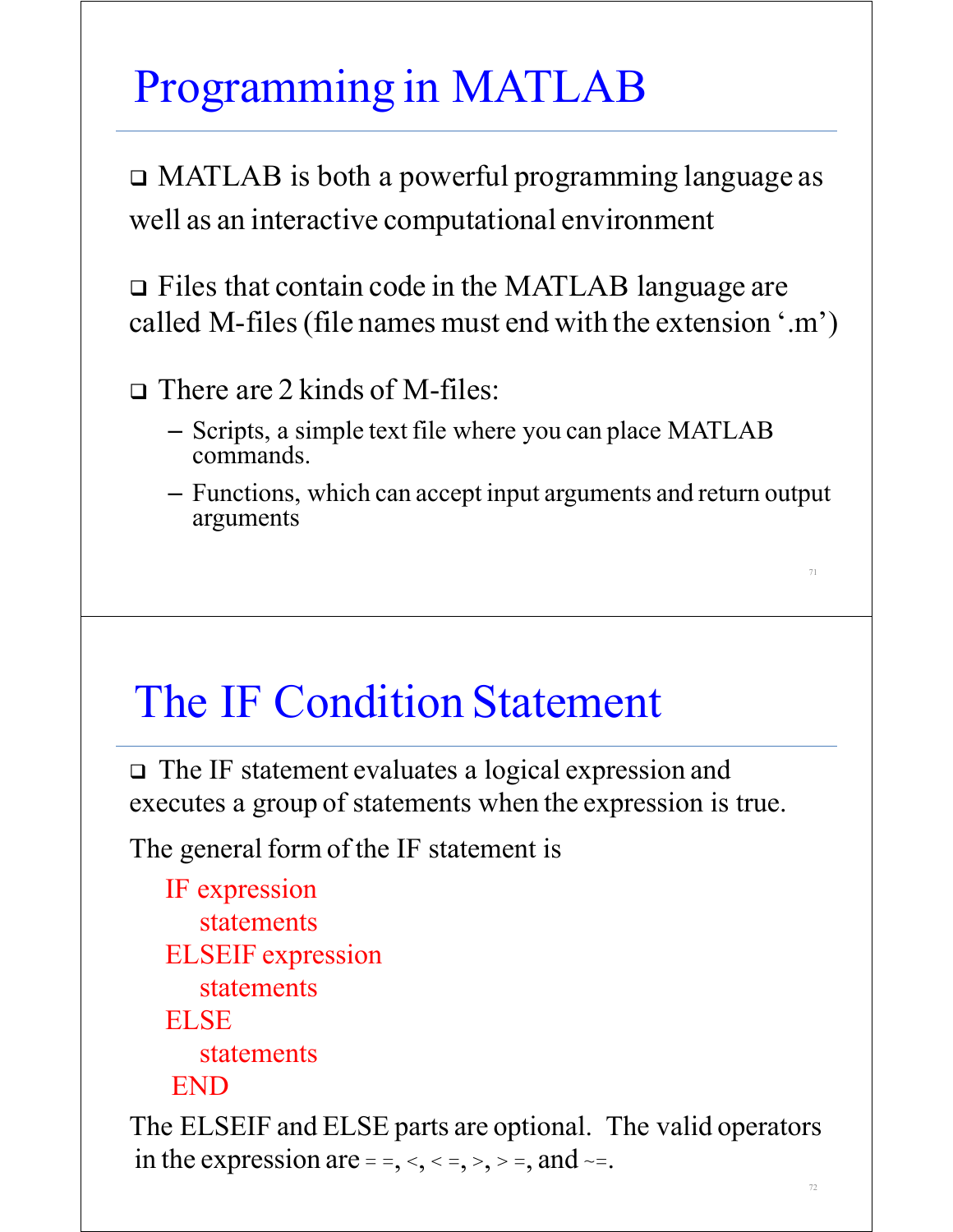# Programming in MATLAB

- MATLAB is both a powerful programming language as well as an interactive computational environment

- Files that contain code in the MATLAB language are called M-files (file names must end with the extension '.m')

- There are 2 kinds of M-files:
  - Scripts, a simple text file where you can place MATLAB commands.
  - Functions, which can accept input arguments and return output arguments

# The IF Condition Statement

- The IF statement evaluates a logical expression and executes a group of statements when the expression is true.

The general form of the IF statement is

```
IF expression
    statements
ELSEIF expression
    statements
ELSE
    statements
END
```

The ELSEIF and ELSE parts are optional. The valid operators in the expression are = =, <, < =, >, > =, and ~=.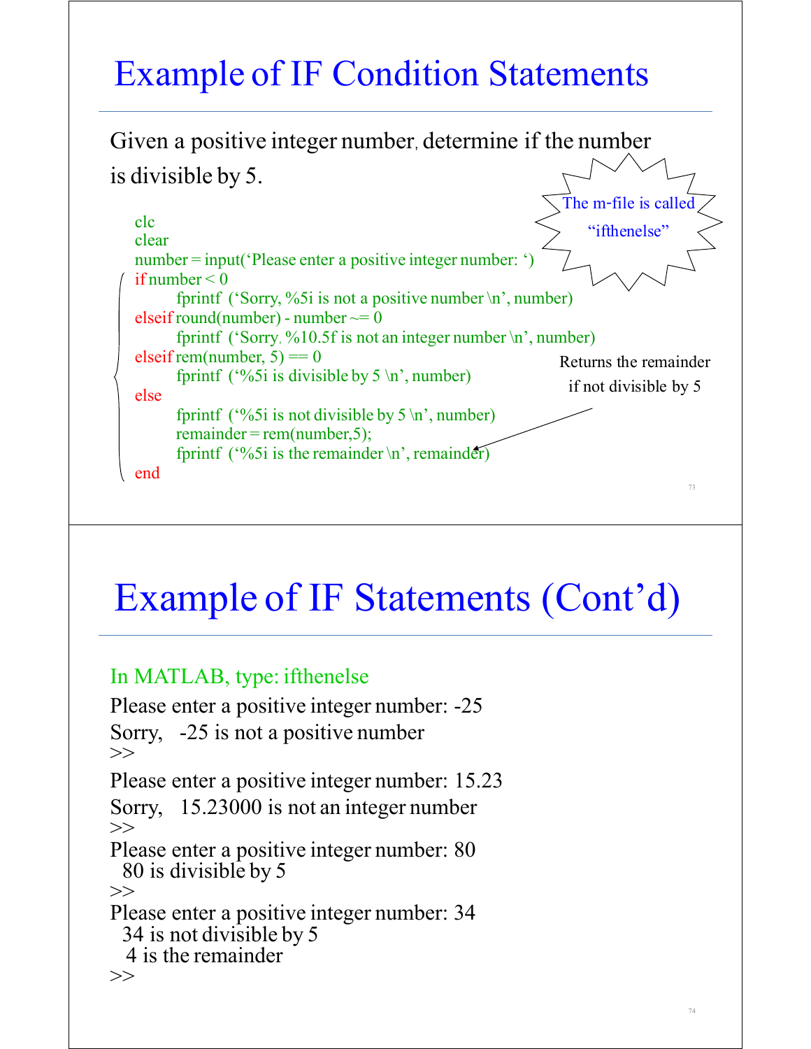# Example of IF Condition Statements

Given a positive integer number, determine if the number is divisible by 5.

The m-file is called "ifthenelse"

```
clc
clear
number = input('Please enter a positive integer number: ')
if number < 0
        fprintf  ('Sorry, %5i is not a positive number \n', number)
elseif round(number) - number ~= 0
        fprintf  ('Sorry, %10.5f is not an integer number \n', number)
elseif rem(number, 5) == 0
        fprintf  ('%5i is divisible by 5 \n', number)
else
        fprintf  ('%5i is not divisible by 5 \n', number)
        remainder = rem(number,5);
        fprintf  ('%5i is the remainder \n', remainder)
end
```

Returns the remainder if not divisible by 5

# Example of IF Statements (Cont'd)

In MATLAB, type: ifthenelse

```
Please enter a positive integer number: -25
Sorry,   -25 is not a positive number
>>
Please enter a positive integer number: 15.23
Sorry,   15.23000 is not an integer number
>>
Please enter a positive integer number: 80
  80 is divisible by 5
>>
Please enter a positive integer number: 34
  34 is not divisible by 5
   4 is the remainder
>>
```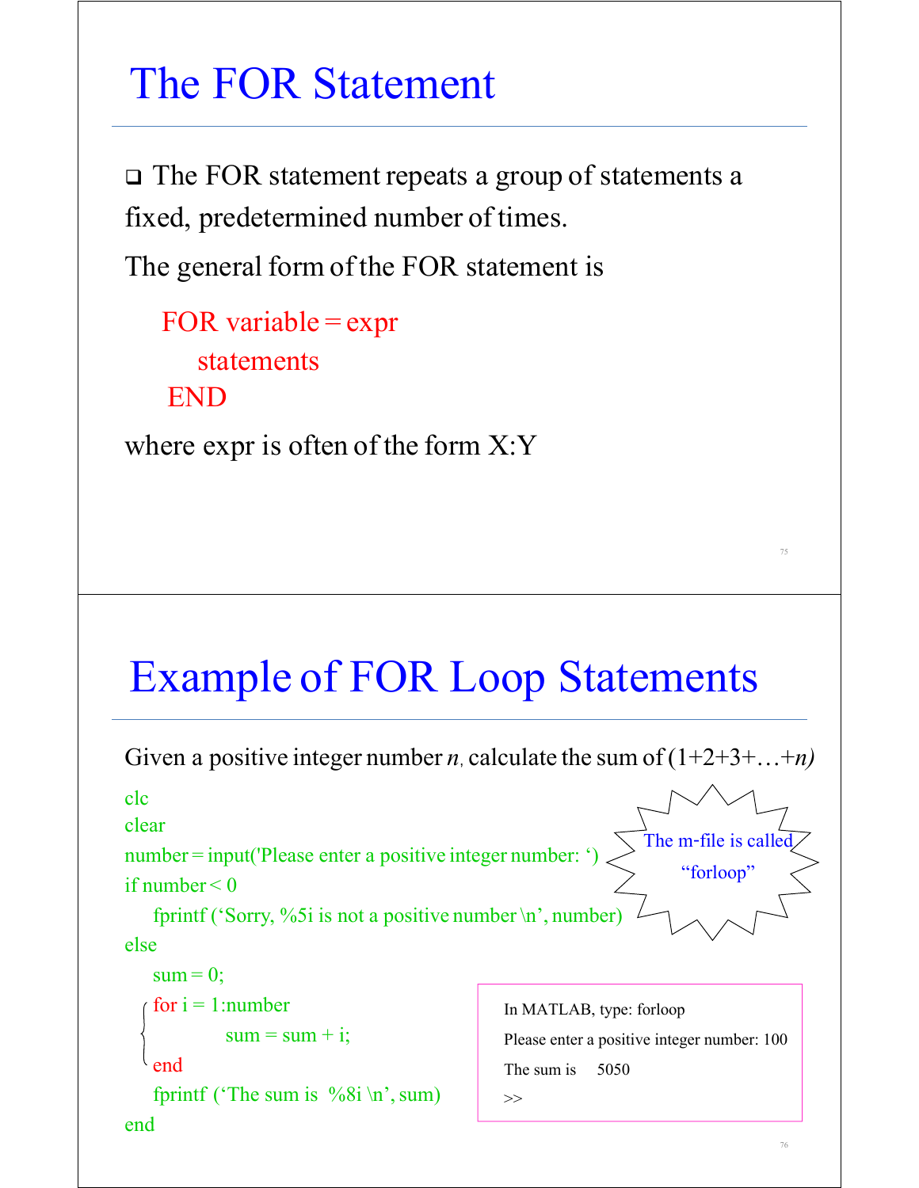# The FOR Statement

- The FOR statement repeats a group of statements a fixed, predetermined number of times.

The general form of the FOR statement is

```
FOR variable = expr
    statements
 END
```

where expr is often of the form X:Y

# Example of FOR Loop Statements

Given a positive integer number *n*, calculate the sum of (1+2+3+…+*n*)

```
clc
clear
number = input('Please enter a positive integer number: ')
if number < 0
    fprintf ('Sorry, %5i is not a positive number \n', number)
else
    sum = 0;
    for i = 1:number
            sum = sum + i;
    end
    fprintf ('The sum is  %8i \n', sum)
end
```

The m-file is called "forloop"

```
In MATLAB, type: forloop
Please enter a positive integer number: 100
The sum is     5050
>>
```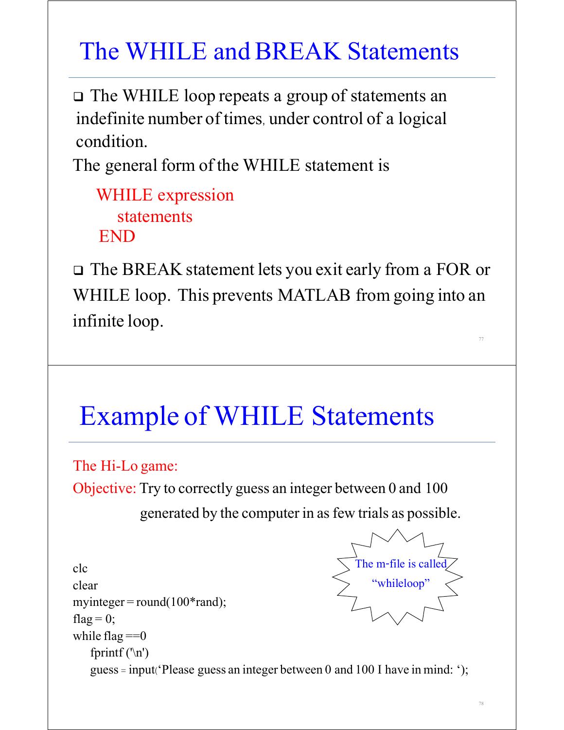# The WHILE and BREAK Statements

- The WHILE loop repeats a group of statements an indefinite number of times, under control of a logical condition.

The general form of the WHILE statement is

```
WHILE expression
   statements
END
```

- The BREAK statement lets you exit early from a FOR or WHILE loop. This prevents MATLAB from going into an infinite loop.

# Example of WHILE Statements

The Hi-Lo game:

Objective: Try to correctly guess an integer between 0 and 100 generated by the computer in as few trials as possible.

The m-file is called "whileloop"

```
clc
clear
myinteger = round(100*rand);
flag = 0;
while flag ==0
   fprintf ('\n')
   guess = input('Please guess an integer between 0 and 100 I have in mind: ');
```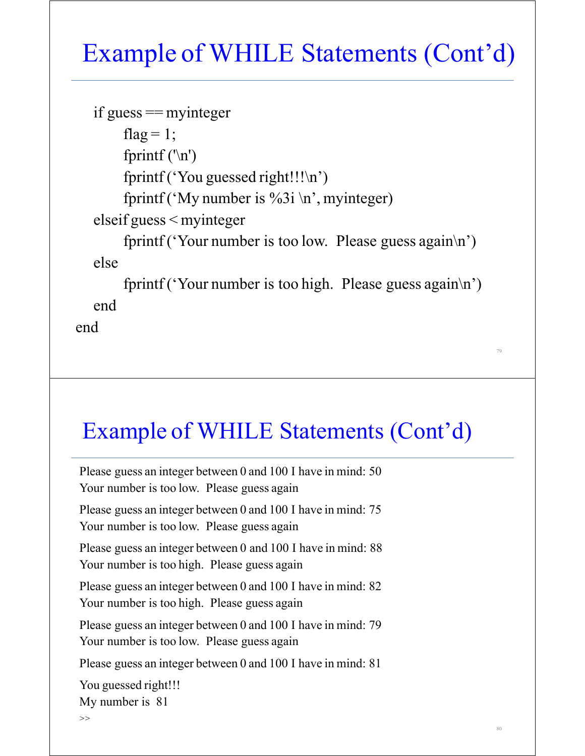## Example of WHILE Statements (Cont'd)

```
   if guess == myinteger
        flag = 1;
        fprintf ('\n')
        fprintf ('You guessed right!!!\n')
        fprintf ('My number is %3i \n', myinteger)
   elseif guess < myinteger
        fprintf ('Your number is too low.  Please guess again\n')
   else
        fprintf ('Your number is too high.  Please guess again\n')
   end
end
```

## Example of WHILE Statements (Cont'd)

```
Please guess an integer between 0 and 100 I have in mind: 50
Your number is too low.  Please guess again

Please guess an integer between 0 and 100 I have in mind: 75
Your number is too low.  Please guess again

Please guess an integer between 0 and 100 I have in mind: 88
Your number is too high.  Please guess again

Please guess an integer between 0 and 100 I have in mind: 82
Your number is too high.  Please guess again

Please guess an integer between 0 and 100 I have in mind: 79
Your number is too low.  Please guess again

Please guess an integer between 0 and 100 I have in mind: 81

You guessed right!!!
My number is  81
>>
```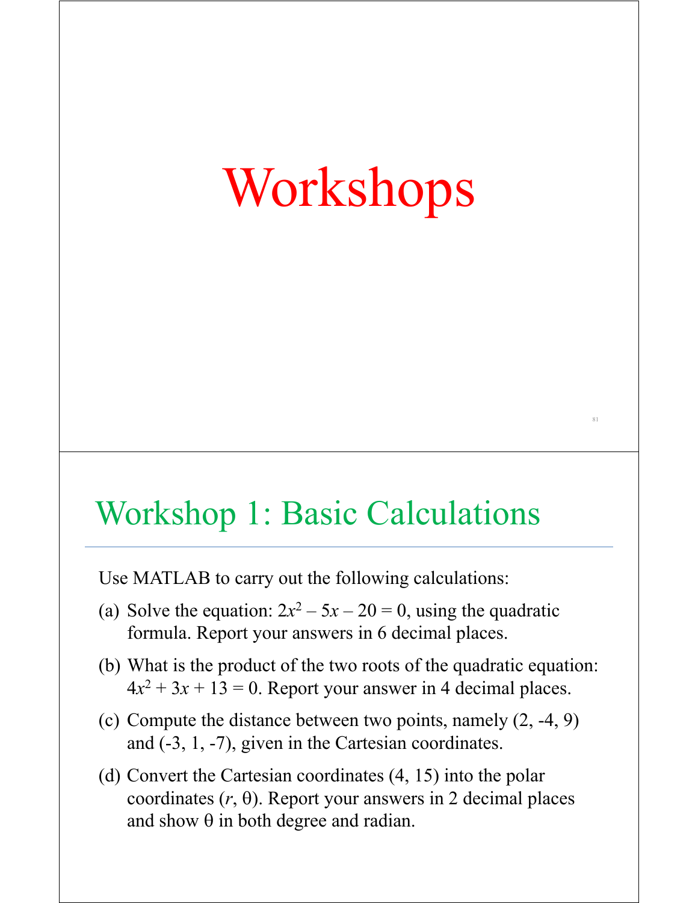# Workshops

## Workshop 1: Basic Calculations

Use MATLAB to carry out the following calculations:

(a) Solve the equation: $2x^2 - 5x - 20 = 0$, using the quadratic formula. Report your answers in 6 decimal places.

(b) What is the product of the two roots of the quadratic equation: $4x^2 + 3x + 13 = 0$. Report your answer in 4 decimal places.

(c) Compute the distance between two points, namely (2, -4, 9) and (-3, 1, -7), given in the Cartesian coordinates.

(d) Convert the Cartesian coordinates (4, 15) into the polar coordinates ($r$, $\theta$). Report your answers in 2 decimal places and show $\theta$ in both degree and radian.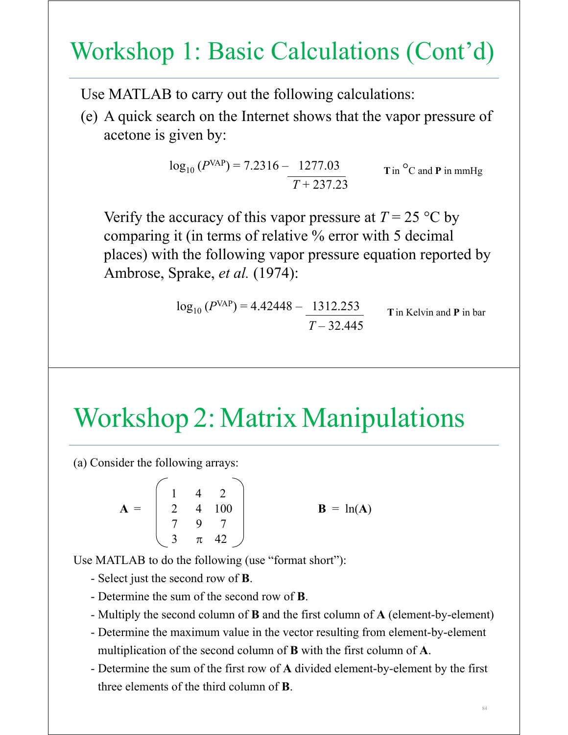# Workshop 1: Basic Calculations (Cont'd)

Use MATLAB to carry out the following calculations:

(e) A quick search on the Internet shows that the vapor pressure of acetone is given by:

$$\log_{10}(P^{\text{VAP}}) = 7.2316 - \frac{1277.03}{T + 237.23} \qquad \textbf{T} \text{ in } ^{\circ}\text{C and } \textbf{P} \text{ in mmHg}$$

Verify the accuracy of this vapor pressure at $T = 25$ °C by comparing it (in terms of relative % error with 5 decimal places) with the following vapor pressure equation reported by Ambrose, Sprake, *et al.* (1974):

$$\log_{10}(P^{\text{VAP}}) = 4.42448 - \frac{1312.253}{T - 32.445} \qquad \textbf{T} \text{ in Kelvin and } \textbf{P} \text{ in bar}$$

# Workshop 2: Matrix Manipulations

(a) Consider the following arrays:

$$\mathbf{A} = \begin{pmatrix} 1 & 4 & 2 \\ 2 & 4 & 100 \\ 7 & 9 & 7 \\ 3 & \pi & 42 \end{pmatrix} \qquad \mathbf{B} = \ln(\mathbf{A})$$

Use MATLAB to do the following (use "format short"):

- Select just the second row of **B**.
- Determine the sum of the second row of **B**.
- Multiply the second column of **B** and the first column of **A** (element-by-element)
- Determine the maximum value in the vector resulting from element-by-element multiplication of the second column of **B** with the first column of **A**.
- Determine the sum of the first row of **A** divided element-by-element by the first three elements of the third column of **B**.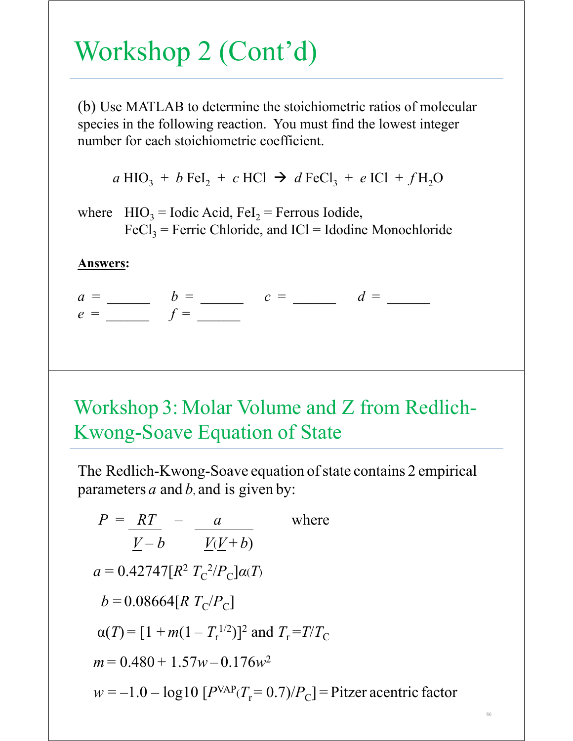# Workshop 2 (Cont'd)

(b) Use MATLAB to determine the stoichiometric ratios of molecular species in the following reaction. You must find the lowest integer number for each stoichiometric coefficient.

$$a\,HIO_3 + b\,FeI_2 + c\,HCl \rightarrow d\,FeCl_3 + e\,ICl + f\,H_2O$$

where $HIO_3$ = Iodic Acid, $FeI_2$ = Ferrous Iodide,
$FeCl_3$ = Ferric Chloride, and ICl = Idodine Monochloride

<u>**Answers**</u>:

$a$ = ______ $b$ = ______ $c$ = ______ $d$ = ______
$e$ = ______ $f$ = ______

# Workshop 3: Molar Volume and Z from Redlich-Kwong-Soave Equation of State

The Redlich-Kwong-Soave equation of state contains 2 empirical parameters $a$ and $b$, and is given by:

$$P = \frac{RT}{\underline{V} - b} - \frac{a}{\underline{V}(\underline{V} + b)}$$ where

$$a = 0.42747[R^2\, T_C^{\,2}/P_C]\alpha(T)$$

$$b = 0.08664[R\, T_C/P_C]$$

$$\alpha(T) = [1 + m(1 - T_r^{\,1/2})]^2 \text{ and } T_r = T/T_C$$

$$m = 0.480 + 1.57w - 0.176w^2$$

$$w = -1.0 - \log10\,[P^{VAP}(T_r = 0.7)/P_C] = \text{Pitzer acentric factor}$$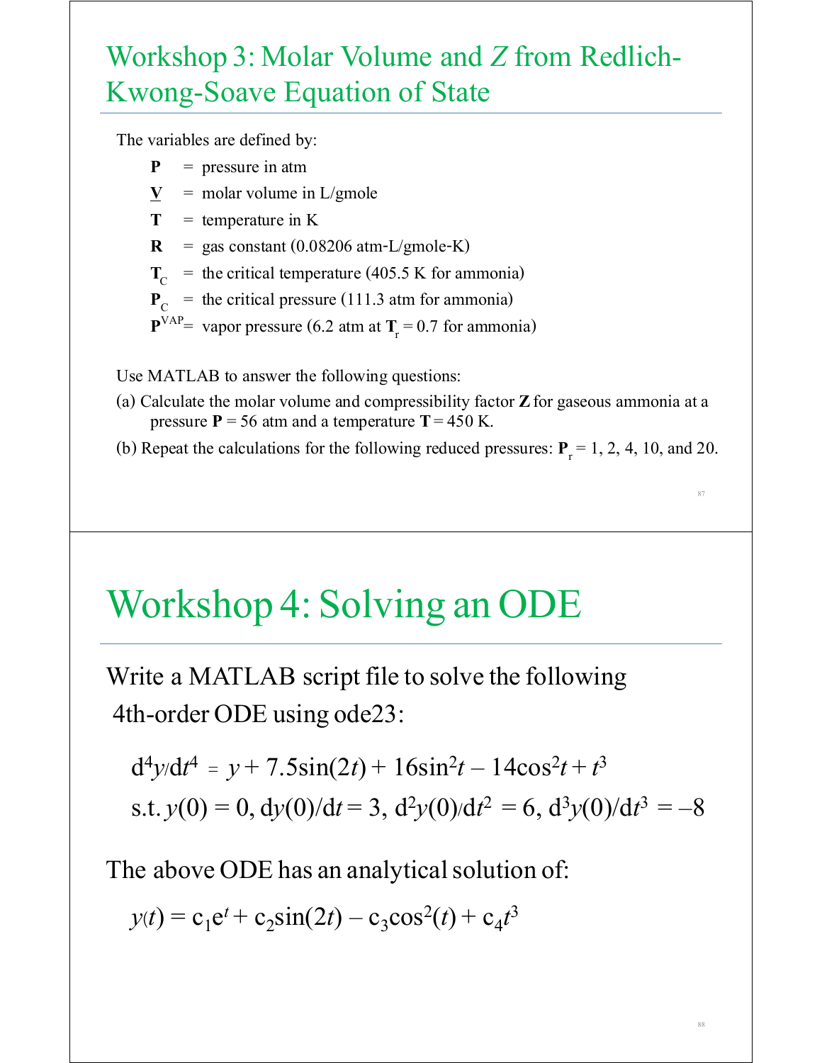# Workshop 3: Molar Volume and $Z$ from Redlich-Kwong-Soave Equation of State

The variables are defined by:

- $\mathbf{P}$ = pressure in atm
- $\underline{\mathbf{V}}$ = molar volume in L/gmole
- $\mathbf{T}$ = temperature in K
- $\mathbf{R}$ = gas constant (0.08206 atm-L/gmole-K)
- $\mathbf{T}_C$ = the critical temperature (405.5 K for ammonia)
- $\mathbf{P}_C$ = the critical pressure (111.3 atm for ammonia)
- $\mathbf{P}^{VAP}$ = vapor pressure (6.2 atm at $\mathbf{T}_r = 0.7$ for ammonia)

Use MATLAB to answer the following questions:

(a) Calculate the molar volume and compressibility factor $\mathbf{Z}$ for gaseous ammonia at a pressure $\mathbf{P} = 56$ atm and a temperature $\mathbf{T} = 450$ K.

(b) Repeat the calculations for the following reduced pressures: $\mathbf{P}_r = 1, 2, 4, 10,$ and 20.

# Workshop 4: Solving an ODE

Write a MATLAB script file to solve the following 4th-order ODE using ode23:

$$d^4y/dt^4 = y + 7.5\sin(2t) + 16\sin^2 t - 14\cos^2 t + t^3$$

$$\text{s.t. } y(0) = 0,\ dy(0)/dt = 3,\ d^2y(0)/dt^2 = 6,\ d^3y(0)/dt^3 = -8$$

The above ODE has an analytical solution of:

$$y(t) = c_1 e^t + c_2\sin(2t) - c_3\cos^2(t) + c_4 t^3$$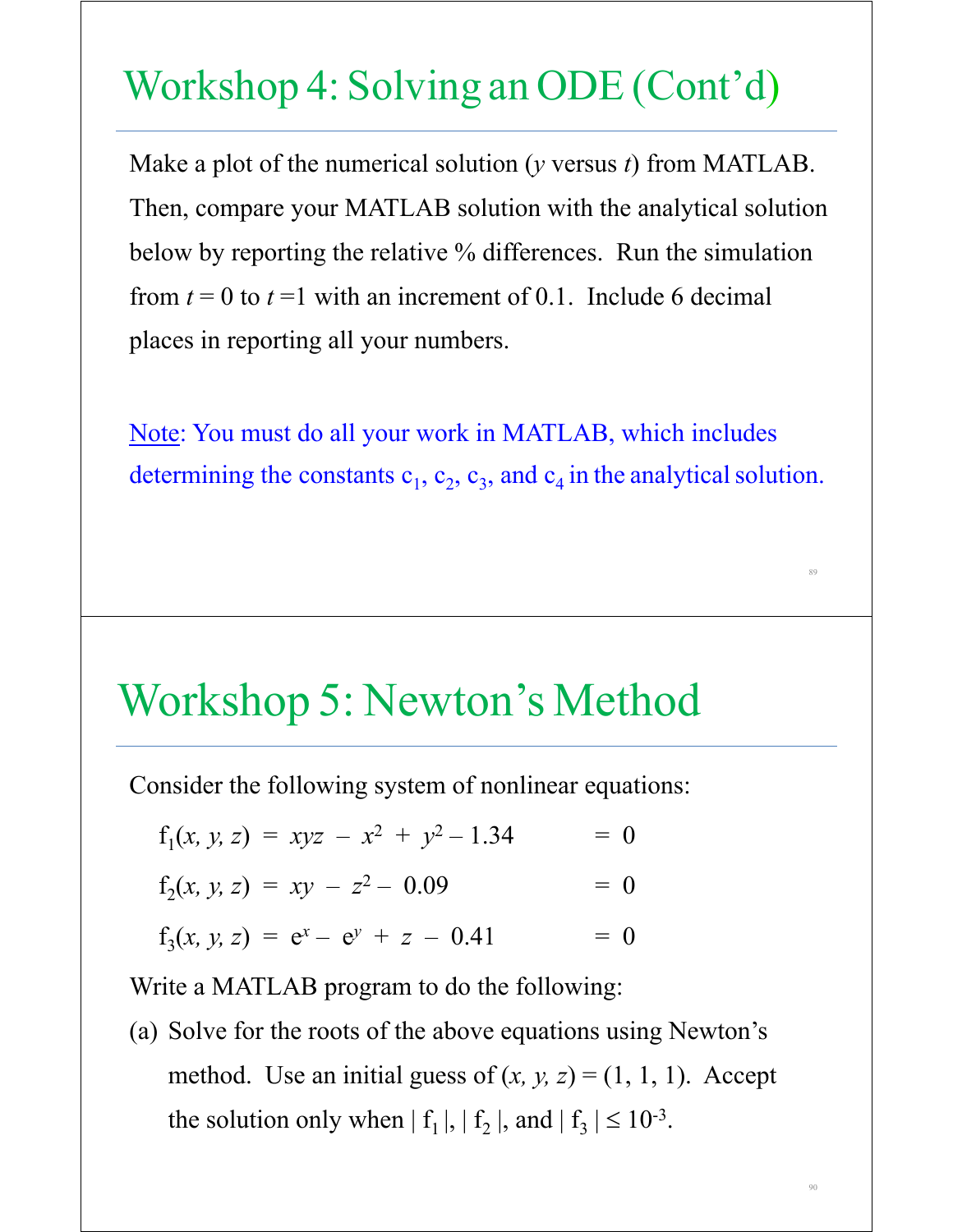# Workshop 4: Solving an ODE (Cont'd)

Make a plot of the numerical solution ($y$ versus $t$) from MATLAB. Then, compare your MATLAB solution with the analytical solution below by reporting the relative % differences. Run the simulation from $t = 0$ to $t = 1$ with an increment of 0.1. Include 6 decimal places in reporting all your numbers.

Note: You must do all your work in MATLAB, which includes determining the constants $c_1$, $c_2$, $c_3$, and $c_4$ in the analytical solution.

# Workshop 5: Newton's Method

Consider the following system of nonlinear equations:

$$f_1(x, y, z) = xyz - x^2 + y^2 - 1.34 = 0$$

$$f_2(x, y, z) = xy - z^2 - 0.09 = 0$$

$$f_3(x, y, z) = e^x - e^y + z - 0.41 = 0$$

Write a MATLAB program to do the following:

(a) Solve for the roots of the above equations using Newton's method. Use an initial guess of $(x, y, z) = (1, 1, 1)$. Accept the solution only when $| f_1 |$, $| f_2 |$, and $| f_3 | \leq 10^{-3}$.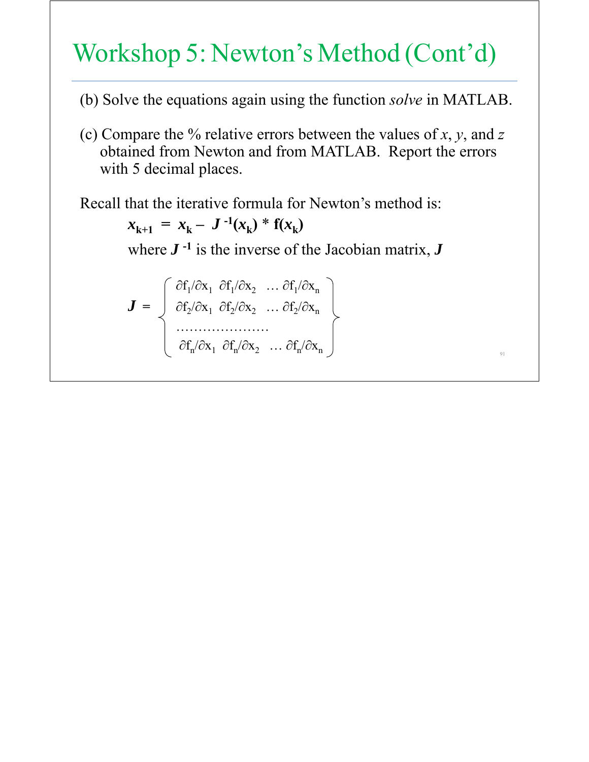# Workshop 5: Newton's Method (Cont'd)

(b) Solve the equations again using the function *solve* in MATLAB.

(c) Compare the % relative errors between the values of $x$, $y$, and $z$ obtained from Newton and from MATLAB. Report the errors with 5 decimal places.

Recall that the iterative formula for Newton's method is:

$$\mathbf{x_{k+1}} = \mathbf{x_k} - \boldsymbol{J}^{-1}(\mathbf{x_k}) * \mathbf{f}(\mathbf{x_k})$$

where $\boldsymbol{J}^{-1}$ is the inverse of the Jacobian matrix, $\boldsymbol{J}$

$$\boldsymbol{J} = \begin{Bmatrix} \partial f_1/\partial x_1 & \partial f_1/\partial x_2 & \ldots \partial f_1/\partial x_n \\ \partial f_2/\partial x_1 & \partial f_2/\partial x_2 & \ldots \partial f_2/\partial x_n \\ \ldots\ldots\ldots\ldots & & \\ \partial f_n/\partial x_1 & \partial f_n/\partial x_2 & \ldots \partial f_n/\partial x_n \end{Bmatrix}$$